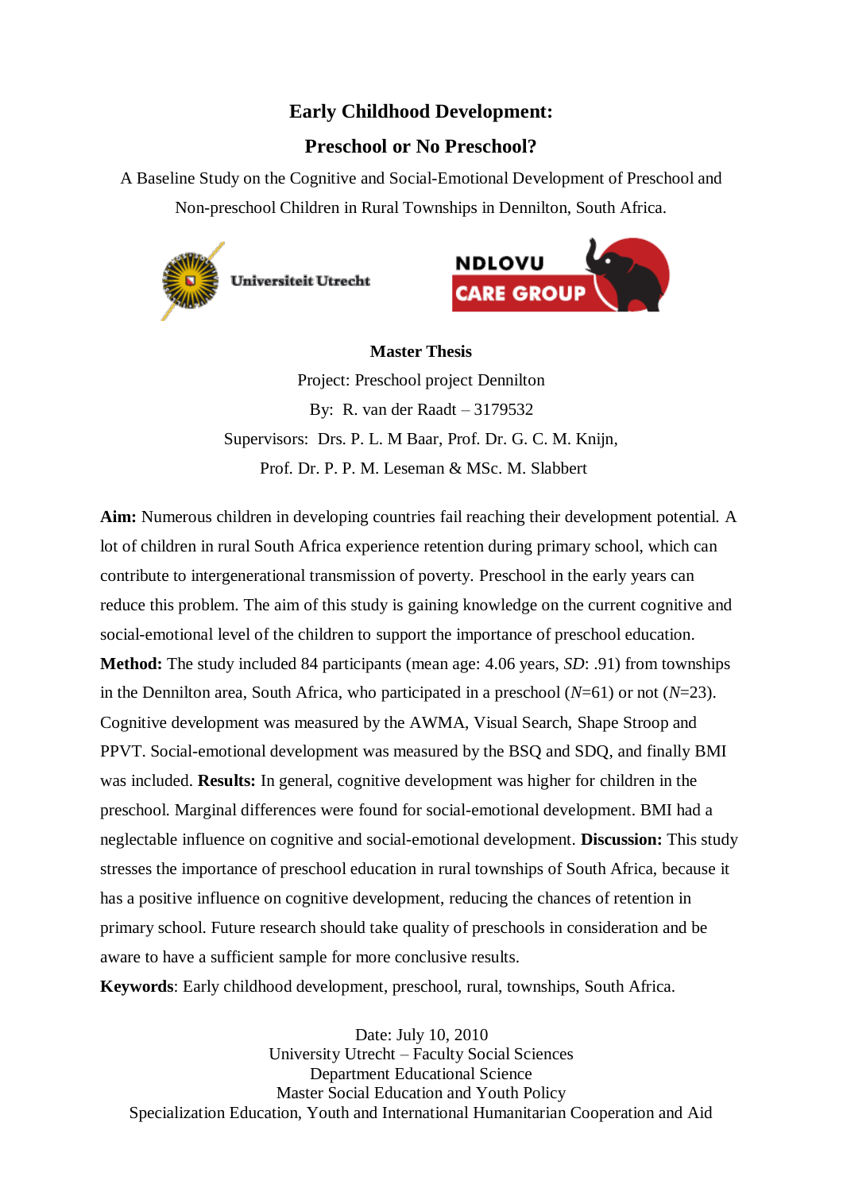# Early Childhood Development:

# Preschool or No Preschool?

A Baseline Study on the Cognitive and Social-Emotional Development of Preschool and Non-preschool Children in Rural Townships in Dennilton, South Africa.

Universiteit Utrecht

NDLOVU CARE GROUP

**Master Thesis**

Project: Preschool project Dennilton

By: R. van der Raadt – 3179532

Supervisors: Drs. P. L. M Baar, Prof. Dr. G. C. M. Knijn,

Prof. Dr. P. P. M. Leseman & MSc. M. Slabbert

**Aim:** Numerous children in developing countries fail reaching their development potential. A lot of children in rural South Africa experience retention during primary school, which can contribute to intergenerational transmission of poverty. Preschool in the early years can reduce this problem. The aim of this study is gaining knowledge on the current cognitive and social-emotional level of the children to support the importance of preschool education. **Method:** The study included 84 participants (mean age: 4.06 years, *SD*: .91) from townships in the Dennilton area, South Africa, who participated in a preschool (*N*=61) or not (*N*=23). Cognitive development was measured by the AWMA, Visual Search, Shape Stroop and PPVT. Social-emotional development was measured by the BSQ and SDQ, and finally BMI was included. **Results:** In general, cognitive development was higher for children in the preschool. Marginal differences were found for social-emotional development. BMI had a neglectable influence on cognitive and social-emotional development. **Discussion:** This study stresses the importance of preschool education in rural townships of South Africa, because it has a positive influence on cognitive development, reducing the chances of retention in primary school. Future research should take quality of preschools in consideration and be aware to have a sufficient sample for more conclusive results.

**Keywords**: Early childhood development, preschool, rural, townships, South Africa.

Date: July 10, 2010
University Utrecht – Faculty Social Sciences
Department Educational Science
Master Social Education and Youth Policy
Specialization Education, Youth and International Humanitarian Cooperation and Aid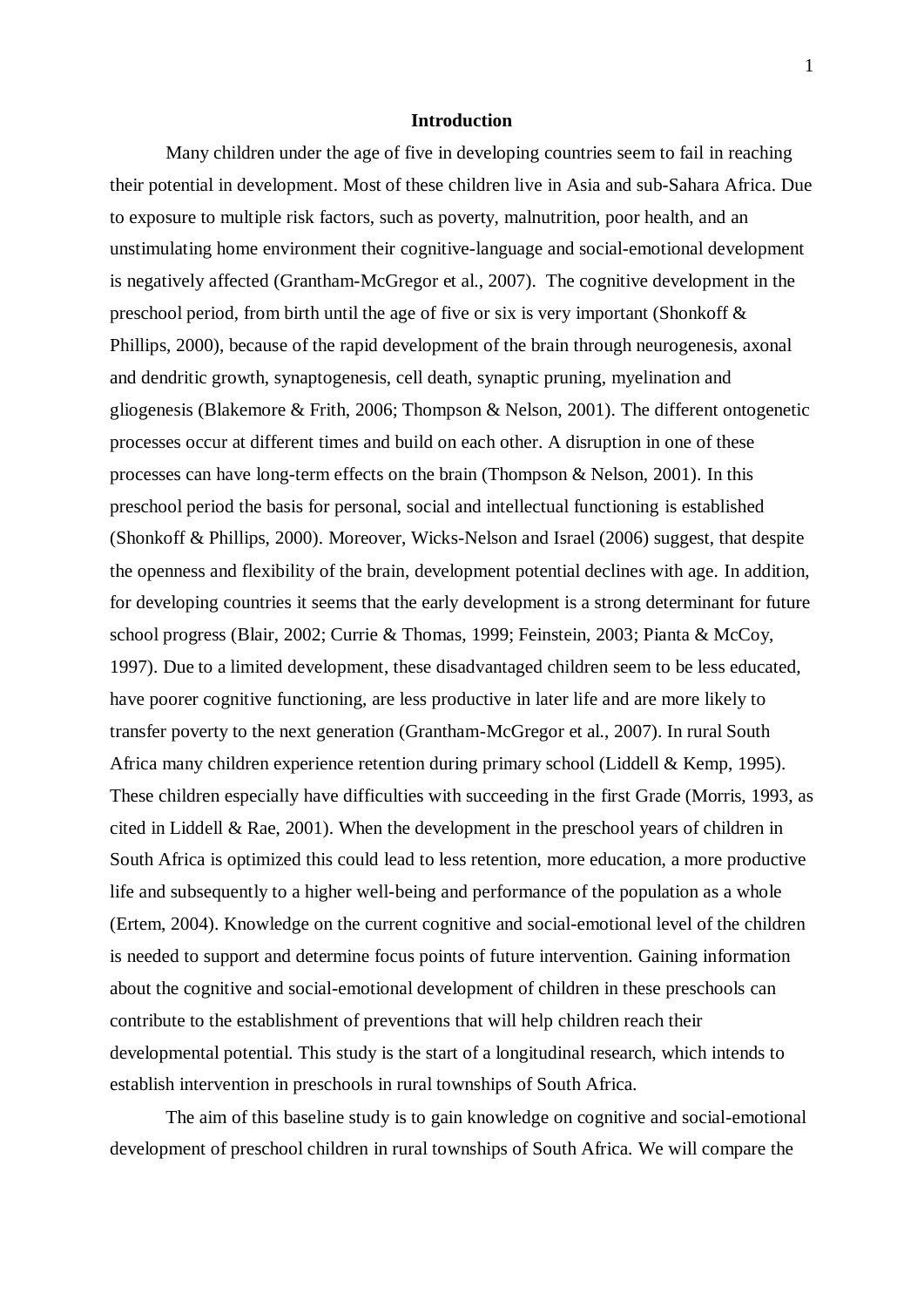## Introduction

Many children under the age of five in developing countries seem to fail in reaching their potential in development. Most of these children live in Asia and sub-Sahara Africa. Due to exposure to multiple risk factors, such as poverty, malnutrition, poor health, and an unstimulating home environment their cognitive-language and social-emotional development is negatively affected (Grantham-McGregor et al., 2007). The cognitive development in the preschool period, from birth until the age of five or six is very important (Shonkoff & Phillips, 2000), because of the rapid development of the brain through neurogenesis, axonal and dendritic growth, synaptogenesis, cell death, synaptic pruning, myelination and gliogenesis (Blakemore & Frith, 2006; Thompson & Nelson, 2001). The different ontogenetic processes occur at different times and build on each other. A disruption in one of these processes can have long-term effects on the brain (Thompson & Nelson, 2001). In this preschool period the basis for personal, social and intellectual functioning is established (Shonkoff & Phillips, 2000). Moreover, Wicks-Nelson and Israel (2006) suggest, that despite the openness and flexibility of the brain, development potential declines with age. In addition, for developing countries it seems that the early development is a strong determinant for future school progress (Blair, 2002; Currie & Thomas, 1999; Feinstein, 2003; Pianta & McCoy, 1997). Due to a limited development, these disadvantaged children seem to be less educated, have poorer cognitive functioning, are less productive in later life and are more likely to transfer poverty to the next generation (Grantham-McGregor et al., 2007). In rural South Africa many children experience retention during primary school (Liddell & Kemp, 1995). These children especially have difficulties with succeeding in the first Grade (Morris, 1993, as cited in Liddell & Rae, 2001). When the development in the preschool years of children in South Africa is optimized this could lead to less retention, more education, a more productive life and subsequently to a higher well-being and performance of the population as a whole (Ertem, 2004). Knowledge on the current cognitive and social-emotional level of the children is needed to support and determine focus points of future intervention. Gaining information about the cognitive and social-emotional development of children in these preschools can contribute to the establishment of preventions that will help children reach their developmental potential. This study is the start of a longitudinal research, which intends to establish intervention in preschools in rural townships of South Africa.

The aim of this baseline study is to gain knowledge on cognitive and social-emotional development of preschool children in rural townships of South Africa. We will compare the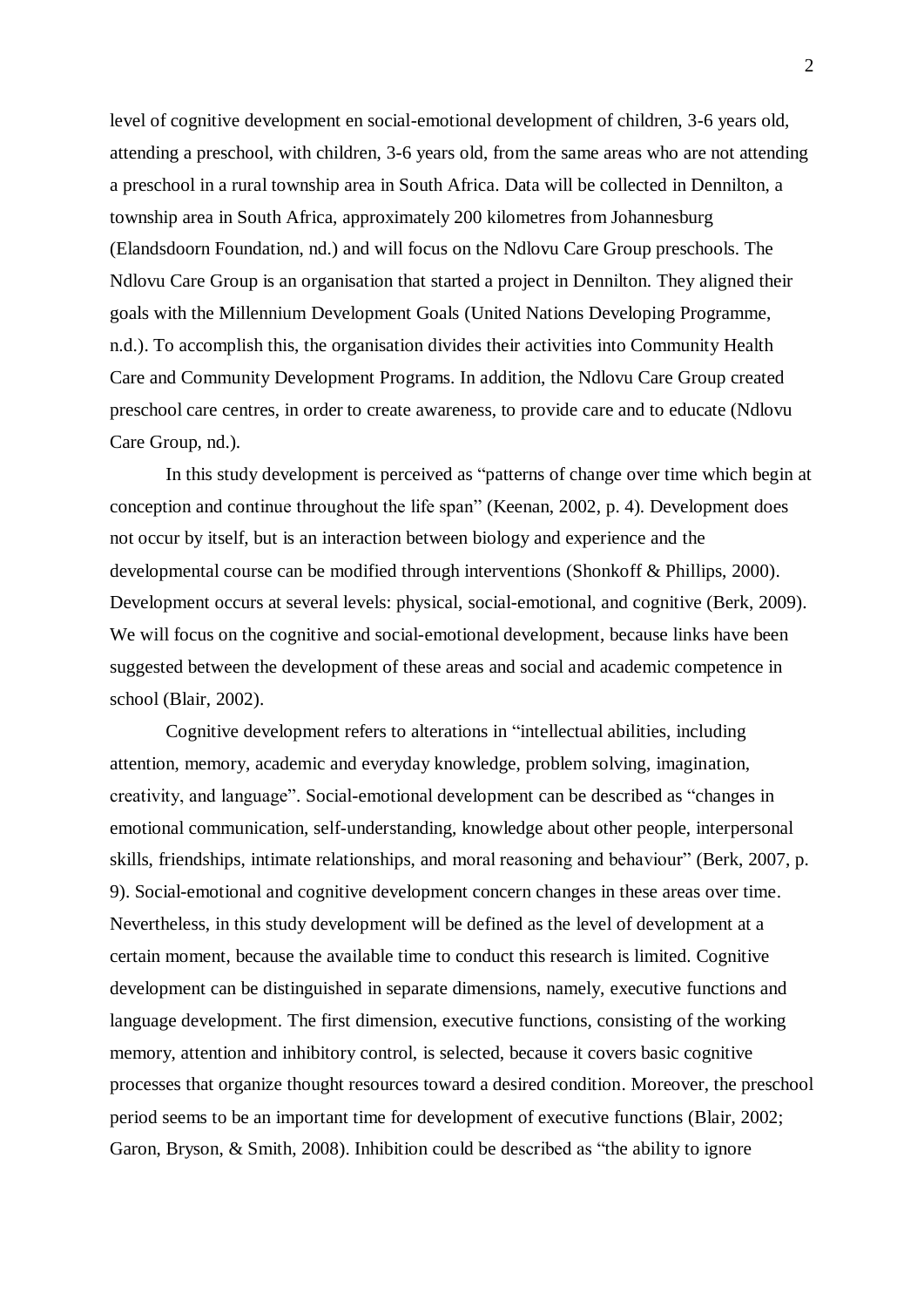level of cognitive development en social-emotional development of children, 3-6 years old, attending a preschool, with children, 3-6 years old, from the same areas who are not attending a preschool in a rural township area in South Africa. Data will be collected in Dennilton, a township area in South Africa, approximately 200 kilometres from Johannesburg (Elandsdoorn Foundation, nd.) and will focus on the Ndlovu Care Group preschools. The Ndlovu Care Group is an organisation that started a project in Dennilton. They aligned their goals with the Millennium Development Goals (United Nations Developing Programme, n.d.). To accomplish this, the organisation divides their activities into Community Health Care and Community Development Programs. In addition, the Ndlovu Care Group created preschool care centres, in order to create awareness, to provide care and to educate (Ndlovu Care Group, nd.).

In this study development is perceived as "patterns of change over time which begin at conception and continue throughout the life span" (Keenan, 2002, p. 4). Development does not occur by itself, but is an interaction between biology and experience and the developmental course can be modified through interventions (Shonkoff & Phillips, 2000). Development occurs at several levels: physical, social-emotional, and cognitive (Berk, 2009). We will focus on the cognitive and social-emotional development, because links have been suggested between the development of these areas and social and academic competence in school (Blair, 2002).

Cognitive development refers to alterations in "intellectual abilities, including attention, memory, academic and everyday knowledge, problem solving, imagination, creativity, and language". Social-emotional development can be described as "changes in emotional communication, self-understanding, knowledge about other people, interpersonal skills, friendships, intimate relationships, and moral reasoning and behaviour" (Berk, 2007, p. 9). Social-emotional and cognitive development concern changes in these areas over time. Nevertheless, in this study development will be defined as the level of development at a certain moment, because the available time to conduct this research is limited. Cognitive development can be distinguished in separate dimensions, namely, executive functions and language development. The first dimension, executive functions, consisting of the working memory, attention and inhibitory control, is selected, because it covers basic cognitive processes that organize thought resources toward a desired condition. Moreover, the preschool period seems to be an important time for development of executive functions (Blair, 2002; Garon, Bryson, & Smith, 2008). Inhibition could be described as "the ability to ignore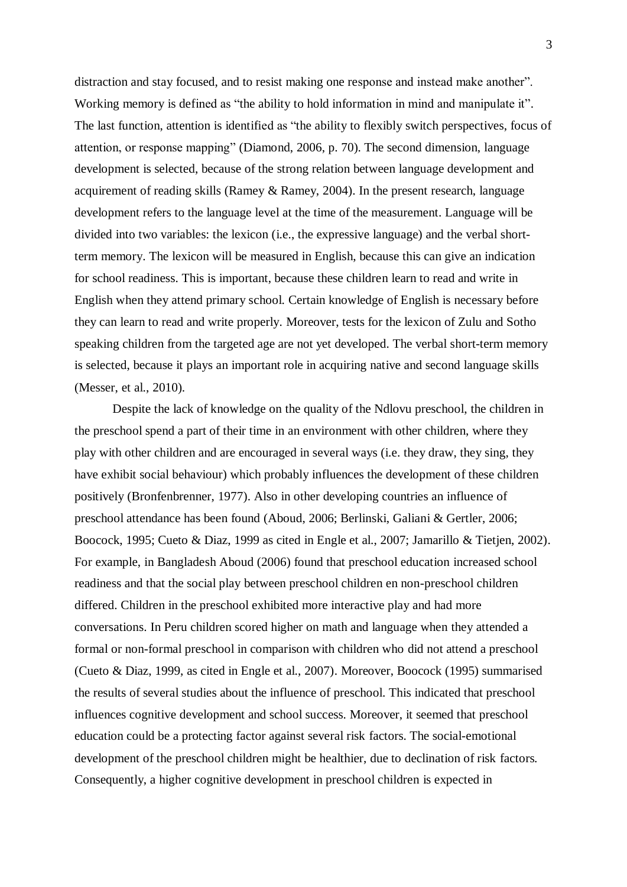distraction and stay focused, and to resist making one response and instead make another". Working memory is defined as "the ability to hold information in mind and manipulate it". The last function, attention is identified as "the ability to flexibly switch perspectives, focus of attention, or response mapping" (Diamond, 2006, p. 70). The second dimension, language development is selected, because of the strong relation between language development and acquirement of reading skills (Ramey & Ramey, 2004). In the present research, language development refers to the language level at the time of the measurement. Language will be divided into two variables: the lexicon (i.e., the expressive language) and the verbal short-term memory. The lexicon will be measured in English, because this can give an indication for school readiness. This is important, because these children learn to read and write in English when they attend primary school. Certain knowledge of English is necessary before they can learn to read and write properly. Moreover, tests for the lexicon of Zulu and Sotho speaking children from the targeted age are not yet developed. The verbal short-term memory is selected, because it plays an important role in acquiring native and second language skills (Messer, et al., 2010).

Despite the lack of knowledge on the quality of the Ndlovu preschool, the children in the preschool spend a part of their time in an environment with other children, where they play with other children and are encouraged in several ways (i.e. they draw, they sing, they have exhibit social behaviour) which probably influences the development of these children positively (Bronfenbrenner, 1977). Also in other developing countries an influence of preschool attendance has been found (Aboud, 2006; Berlinski, Galiani & Gertler, 2006; Boocock, 1995; Cueto & Diaz, 1999 as cited in Engle et al., 2007; Jamarillo & Tietjen, 2002). For example, in Bangladesh Aboud (2006) found that preschool education increased school readiness and that the social play between preschool children en non-preschool children differed. Children in the preschool exhibited more interactive play and had more conversations. In Peru children scored higher on math and language when they attended a formal or non-formal preschool in comparison with children who did not attend a preschool (Cueto & Diaz, 1999, as cited in Engle et al., 2007). Moreover, Boocock (1995) summarised the results of several studies about the influence of preschool. This indicated that preschool influences cognitive development and school success. Moreover, it seemed that preschool education could be a protecting factor against several risk factors. The social-emotional development of the preschool children might be healthier, due to declination of risk factors. Consequently, a higher cognitive development in preschool children is expected in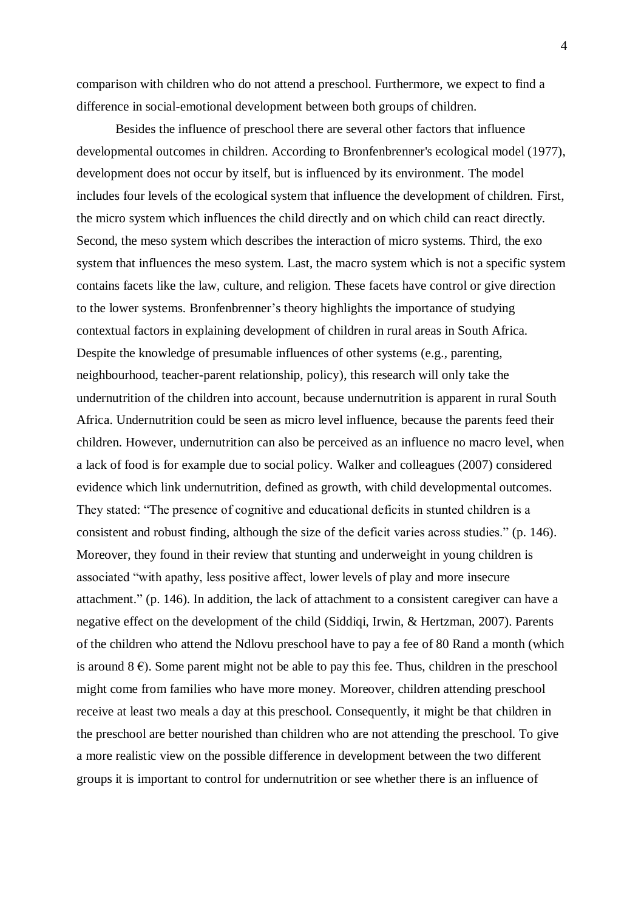comparison with children who do not attend a preschool. Furthermore, we expect to find a difference in social-emotional development between both groups of children.

Besides the influence of preschool there are several other factors that influence developmental outcomes in children. According to Bronfenbrenner's ecological model (1977), development does not occur by itself, but is influenced by its environment. The model includes four levels of the ecological system that influence the development of children. First, the micro system which influences the child directly and on which child can react directly. Second, the meso system which describes the interaction of micro systems. Third, the exo system that influences the meso system. Last, the macro system which is not a specific system contains facets like the law, culture, and religion. These facets have control or give direction to the lower systems. Bronfenbrenner's theory highlights the importance of studying contextual factors in explaining development of children in rural areas in South Africa. Despite the knowledge of presumable influences of other systems (e.g., parenting, neighbourhood, teacher-parent relationship, policy), this research will only take the undernutrition of the children into account, because undernutrition is apparent in rural South Africa. Undernutrition could be seen as micro level influence, because the parents feed their children. However, undernutrition can also be perceived as an influence no macro level, when a lack of food is for example due to social policy. Walker and colleagues (2007) considered evidence which link undernutrition, defined as growth, with child developmental outcomes. They stated: "The presence of cognitive and educational deficits in stunted children is a consistent and robust finding, although the size of the deficit varies across studies." (p. 146). Moreover, they found in their review that stunting and underweight in young children is associated "with apathy, less positive affect, lower levels of play and more insecure attachment." (p. 146). In addition, the lack of attachment to a consistent caregiver can have a negative effect on the development of the child (Siddiqi, Irwin, & Hertzman, 2007). Parents of the children who attend the Ndlovu preschool have to pay a fee of 80 Rand a month (which is around 8 €). Some parent might not be able to pay this fee. Thus, children in the preschool might come from families who have more money. Moreover, children attending preschool receive at least two meals a day at this preschool. Consequently, it might be that children in the preschool are better nourished than children who are not attending the preschool. To give a more realistic view on the possible difference in development between the two different groups it is important to control for undernutrition or see whether there is an influence of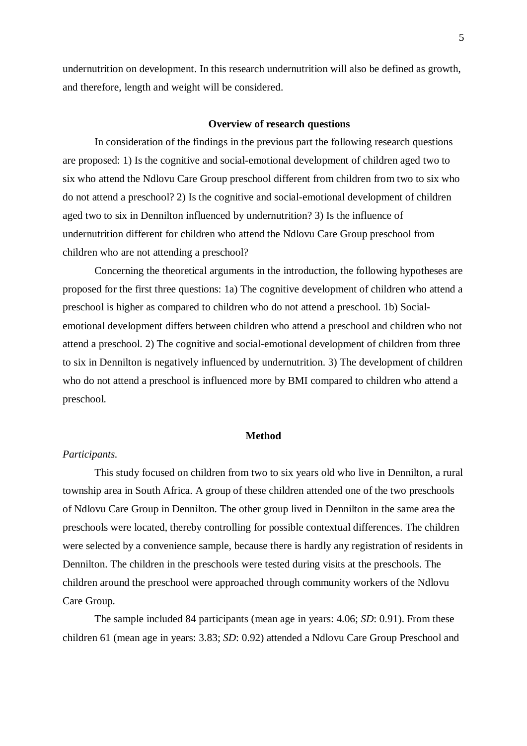undernutrition on development. In this research undernutrition will also be defined as growth, and therefore, length and weight will be considered.

## Overview of research questions

In consideration of the findings in the previous part the following research questions are proposed: 1) Is the cognitive and social-emotional development of children aged two to six who attend the Ndlovu Care Group preschool different from children from two to six who do not attend a preschool? 2) Is the cognitive and social-emotional development of children aged two to six in Dennilton influenced by undernutrition? 3) Is the influence of undernutrition different for children who attend the Ndlovu Care Group preschool from children who are not attending a preschool?

Concerning the theoretical arguments in the introduction, the following hypotheses are proposed for the first three questions: 1a) The cognitive development of children who attend a preschool is higher as compared to children who do not attend a preschool. 1b) Social-emotional development differs between children who attend a preschool and children who not attend a preschool. 2) The cognitive and social-emotional development of children from three to six in Dennilton is negatively influenced by undernutrition. 3) The development of children who do not attend a preschool is influenced more by BMI compared to children who attend a preschool.

## Method

*Participants.*

This study focused on children from two to six years old who live in Dennilton, a rural township area in South Africa. A group of these children attended one of the two preschools of Ndlovu Care Group in Dennilton. The other group lived in Dennilton in the same area the preschools were located, thereby controlling for possible contextual differences. The children were selected by a convenience sample, because there is hardly any registration of residents in Dennilton. The children in the preschools were tested during visits at the preschools. The children around the preschool were approached through community workers of the Ndlovu Care Group.

The sample included 84 participants (mean age in years: 4.06; *SD*: 0.91). From these children 61 (mean age in years: 3.83; *SD*: 0.92) attended a Ndlovu Care Group Preschool and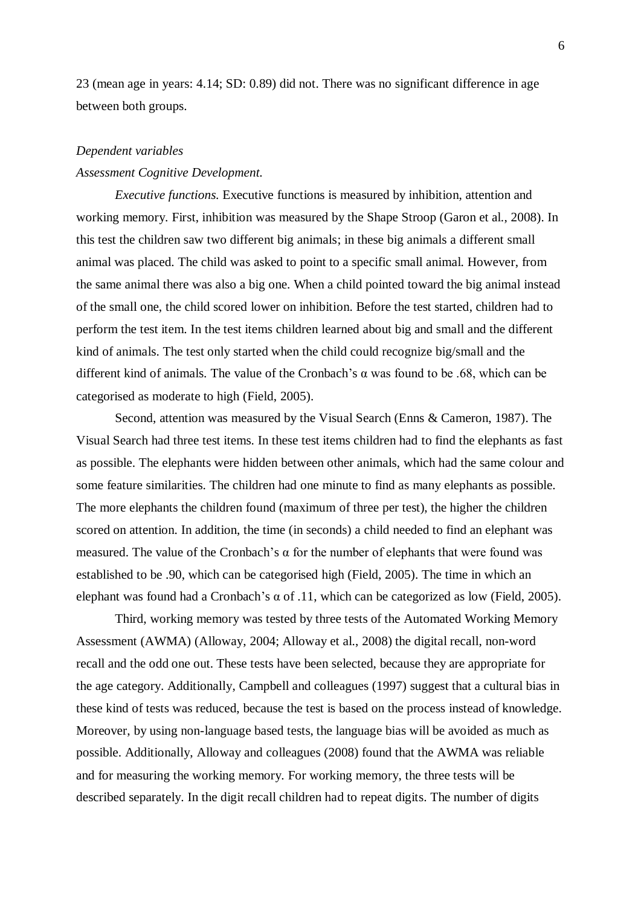23 (mean age in years: 4.14; SD: 0.89) did not. There was no significant difference in age between both groups.

*Dependent variables*

*Assessment Cognitive Development.*

*Executive functions.* Executive functions is measured by inhibition, attention and working memory. First, inhibition was measured by the Shape Stroop (Garon et al., 2008). In this test the children saw two different big animals; in these big animals a different small animal was placed. The child was asked to point to a specific small animal. However, from the same animal there was also a big one. When a child pointed toward the big animal instead of the small one, the child scored lower on inhibition. Before the test started, children had to perform the test item. In the test items children learned about big and small and the different kind of animals. The test only started when the child could recognize big/small and the different kind of animals. The value of the Cronbach's α was found to be .68, which can be categorised as moderate to high (Field, 2005).

Second, attention was measured by the Visual Search (Enns & Cameron, 1987). The Visual Search had three test items. In these test items children had to find the elephants as fast as possible. The elephants were hidden between other animals, which had the same colour and some feature similarities. The children had one minute to find as many elephants as possible. The more elephants the children found (maximum of three per test), the higher the children scored on attention. In addition, the time (in seconds) a child needed to find an elephant was measured. The value of the Cronbach's α for the number of elephants that were found was established to be .90, which can be categorised high (Field, 2005). The time in which an elephant was found had a Cronbach's α of .11, which can be categorized as low (Field, 2005).

Third, working memory was tested by three tests of the Automated Working Memory Assessment (AWMA) (Alloway, 2004; Alloway et al., 2008) the digital recall, non-word recall and the odd one out. These tests have been selected, because they are appropriate for the age category. Additionally, Campbell and colleagues (1997) suggest that a cultural bias in these kind of tests was reduced, because the test is based on the process instead of knowledge. Moreover, by using non-language based tests, the language bias will be avoided as much as possible. Additionally, Alloway and colleagues (2008) found that the AWMA was reliable and for measuring the working memory. For working memory, the three tests will be described separately. In the digit recall children had to repeat digits. The number of digits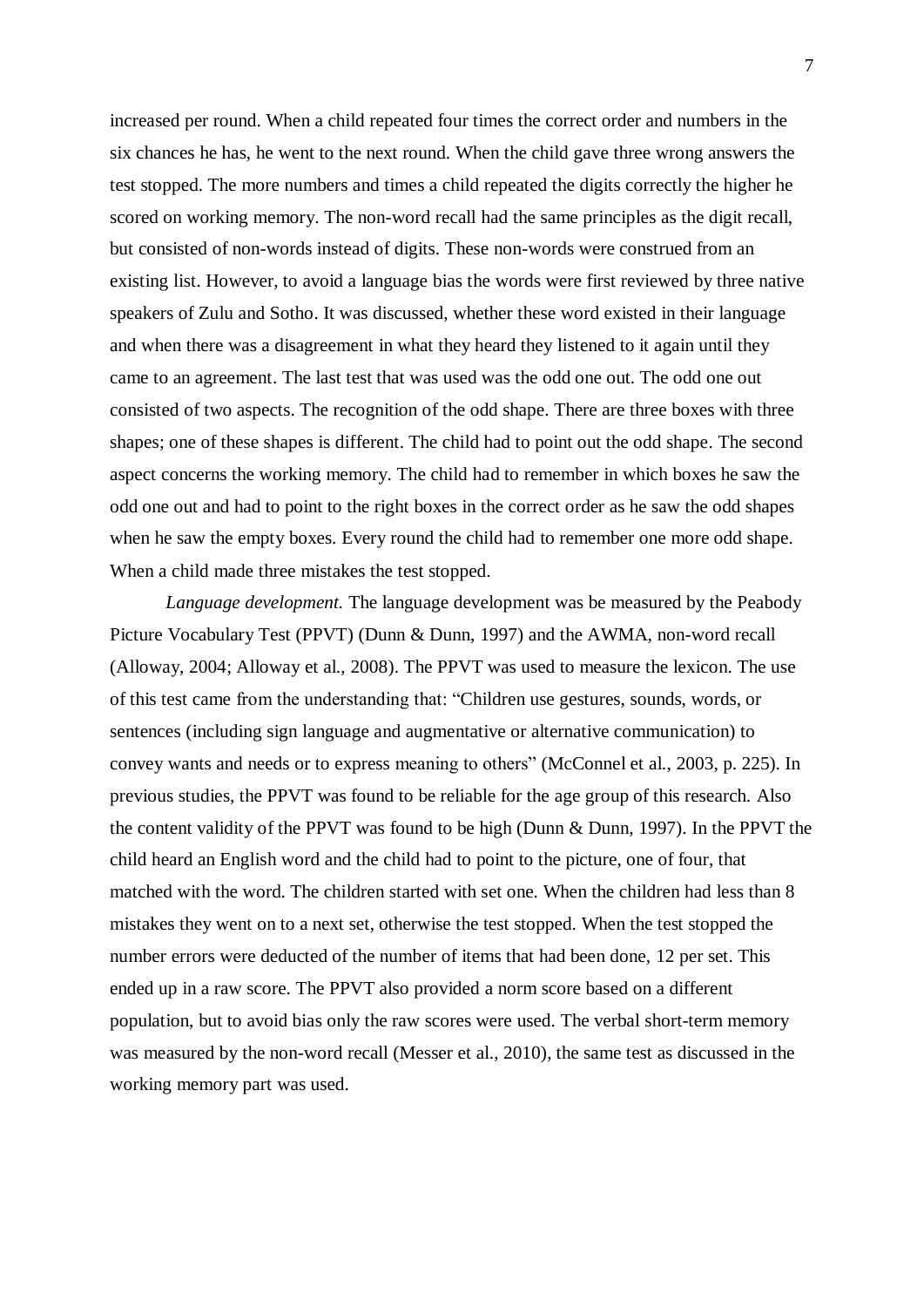increased per round. When a child repeated four times the correct order and numbers in the six chances he has, he went to the next round. When the child gave three wrong answers the test stopped. The more numbers and times a child repeated the digits correctly the higher he scored on working memory. The non-word recall had the same principles as the digit recall, but consisted of non-words instead of digits. These non-words were construed from an existing list. However, to avoid a language bias the words were first reviewed by three native speakers of Zulu and Sotho. It was discussed, whether these word existed in their language and when there was a disagreement in what they heard they listened to it again until they came to an agreement. The last test that was used was the odd one out. The odd one out consisted of two aspects. The recognition of the odd shape. There are three boxes with three shapes; one of these shapes is different. The child had to point out the odd shape. The second aspect concerns the working memory. The child had to remember in which boxes he saw the odd one out and had to point to the right boxes in the correct order as he saw the odd shapes when he saw the empty boxes. Every round the child had to remember one more odd shape. When a child made three mistakes the test stopped.

*Language development.* The language development was be measured by the Peabody Picture Vocabulary Test (PPVT) (Dunn & Dunn, 1997) and the AWMA, non-word recall (Alloway, 2004; Alloway et al., 2008). The PPVT was used to measure the lexicon. The use of this test came from the understanding that: "Children use gestures, sounds, words, or sentences (including sign language and augmentative or alternative communication) to convey wants and needs or to express meaning to others" (McConnel et al., 2003, p. 225). In previous studies, the PPVT was found to be reliable for the age group of this research. Also the content validity of the PPVT was found to be high (Dunn & Dunn, 1997). In the PPVT the child heard an English word and the child had to point to the picture, one of four, that matched with the word. The children started with set one. When the children had less than 8 mistakes they went on to a next set, otherwise the test stopped. When the test stopped the number errors were deducted of the number of items that had been done, 12 per set. This ended up in a raw score. The PPVT also provided a norm score based on a different population, but to avoid bias only the raw scores were used. The verbal short-term memory was measured by the non-word recall (Messer et al., 2010), the same test as discussed in the working memory part was used.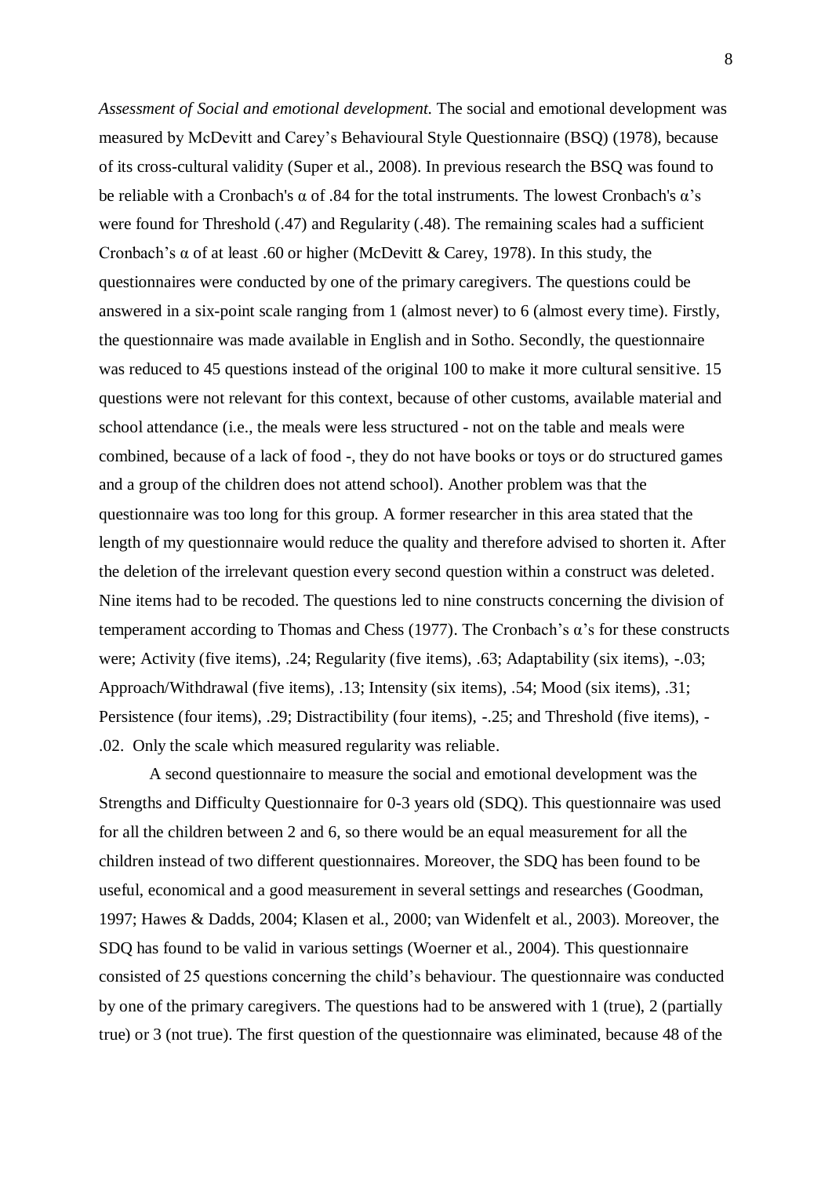*Assessment of Social and emotional development.* The social and emotional development was measured by McDevitt and Carey's Behavioural Style Questionnaire (BSQ) (1978), because of its cross-cultural validity (Super et al., 2008). In previous research the BSQ was found to be reliable with a Cronbach's $\alpha$ of .84 for the total instruments. The lowest Cronbach's $\alpha$'s were found for Threshold (.47) and Regularity (.48). The remaining scales had a sufficient Cronbach's $\alpha$ of at least .60 or higher (McDevitt & Carey, 1978). In this study, the questionnaires were conducted by one of the primary caregivers. The questions could be answered in a six-point scale ranging from 1 (almost never) to 6 (almost every time). Firstly, the questionnaire was made available in English and in Sotho. Secondly, the questionnaire was reduced to 45 questions instead of the original 100 to make it more cultural sensitive. 15 questions were not relevant for this context, because of other customs, available material and school attendance (i.e., the meals were less structured - not on the table and meals were combined, because of a lack of food -, they do not have books or toys or do structured games and a group of the children does not attend school). Another problem was that the questionnaire was too long for this group. A former researcher in this area stated that the length of my questionnaire would reduce the quality and therefore advised to shorten it. After the deletion of the irrelevant question every second question within a construct was deleted. Nine items had to be recoded. The questions led to nine constructs concerning the division of temperament according to Thomas and Chess (1977). The Cronbach's $\alpha$'s for these constructs were; Activity (five items), .24; Regularity (five items), .63; Adaptability (six items), -.03; Approach/Withdrawal (five items), .13; Intensity (six items), .54; Mood (six items), .31; Persistence (four items), .29; Distractibility (four items), -.25; and Threshold (five items), -.02. Only the scale which measured regularity was reliable.

A second questionnaire to measure the social and emotional development was the Strengths and Difficulty Questionnaire for 0-3 years old (SDQ). This questionnaire was used for all the children between 2 and 6, so there would be an equal measurement for all the children instead of two different questionnaires. Moreover, the SDQ has been found to be useful, economical and a good measurement in several settings and researches (Goodman, 1997; Hawes & Dadds, 2004; Klasen et al., 2000; van Widenfelt et al., 2003). Moreover, the SDQ has found to be valid in various settings (Woerner et al., 2004). This questionnaire consisted of 25 questions concerning the child's behaviour. The questionnaire was conducted by one of the primary caregivers. The questions had to be answered with 1 (true), 2 (partially true) or 3 (not true). The first question of the questionnaire was eliminated, because 48 of the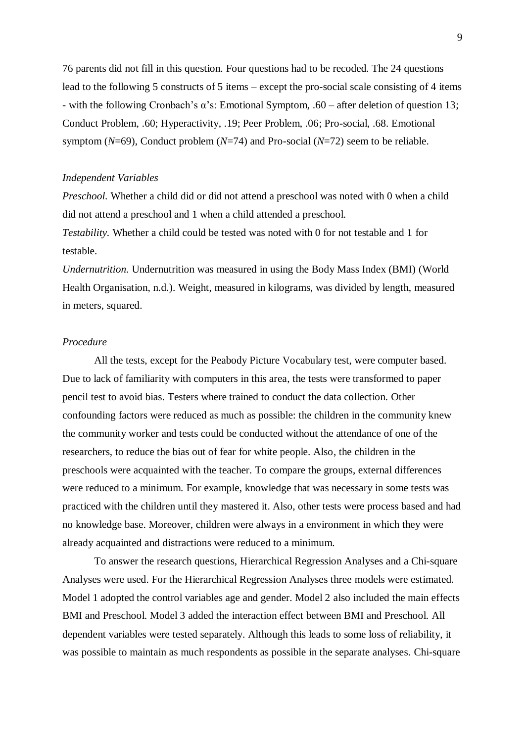76 parents did not fill in this question. Four questions had to be recoded. The 24 questions lead to the following 5 constructs of 5 items – except the pro-social scale consisting of 4 items - with the following Cronbach's $\alpha$'s: Emotional Symptom, .60 – after deletion of question 13; Conduct Problem, .60; Hyperactivity, .19; Peer Problem, .06; Pro-social, .68. Emotional symptom (*N*=69), Conduct problem (*N*=74) and Pro-social (*N*=72) seem to be reliable.

*Independent Variables*

*Preschool.* Whether a child did or did not attend a preschool was noted with 0 when a child did not attend a preschool and 1 when a child attended a preschool.

*Testability.* Whether a child could be tested was noted with 0 for not testable and 1 for testable.

*Undernutrition.* Undernutrition was measured in using the Body Mass Index (BMI) (World Health Organisation, n.d.). Weight, measured in kilograms, was divided by length, measured in meters, squared.

*Procedure*

All the tests, except for the Peabody Picture Vocabulary test, were computer based. Due to lack of familiarity with computers in this area, the tests were transformed to paper pencil test to avoid bias. Testers where trained to conduct the data collection. Other confounding factors were reduced as much as possible: the children in the community knew the community worker and tests could be conducted without the attendance of one of the researchers, to reduce the bias out of fear for white people. Also, the children in the preschools were acquainted with the teacher. To compare the groups, external differences were reduced to a minimum. For example, knowledge that was necessary in some tests was practiced with the children until they mastered it. Also, other tests were process based and had no knowledge base. Moreover, children were always in a environment in which they were already acquainted and distractions were reduced to a minimum.

To answer the research questions, Hierarchical Regression Analyses and a Chi-square Analyses were used. For the Hierarchical Regression Analyses three models were estimated. Model 1 adopted the control variables age and gender. Model 2 also included the main effects BMI and Preschool. Model 3 added the interaction effect between BMI and Preschool. All dependent variables were tested separately. Although this leads to some loss of reliability, it was possible to maintain as much respondents as possible in the separate analyses. Chi-square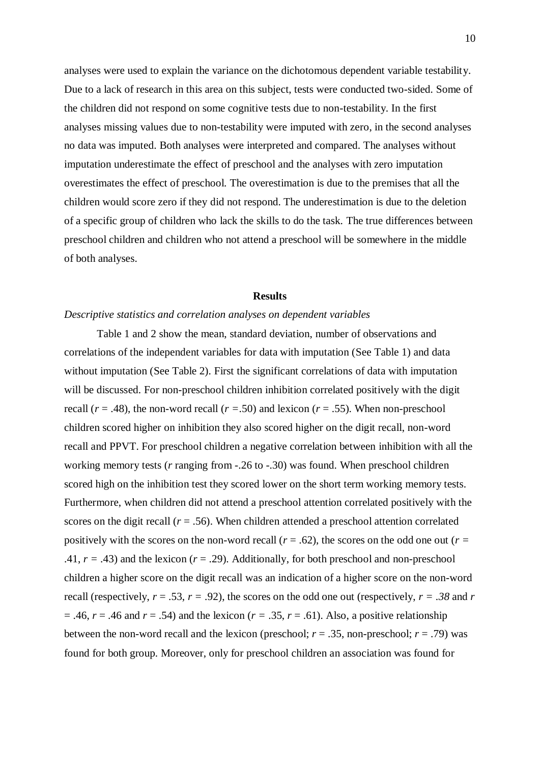analyses were used to explain the variance on the dichotomous dependent variable testability. Due to a lack of research in this area on this subject, tests were conducted two-sided. Some of the children did not respond on some cognitive tests due to non-testability. In the first analyses missing values due to non-testability were imputed with zero, in the second analyses no data was imputed. Both analyses were interpreted and compared. The analyses without imputation underestimate the effect of preschool and the analyses with zero imputation overestimates the effect of preschool. The overestimation is due to the premises that all the children would score zero if they did not respond. The underestimation is due to the deletion of a specific group of children who lack the skills to do the task. The true differences between preschool children and children who not attend a preschool will be somewhere in the middle of both analyses.

## Results

*Descriptive statistics and correlation analyses on dependent variables*

Table 1 and 2 show the mean, standard deviation, number of observations and correlations of the independent variables for data with imputation (See Table 1) and data without imputation (See Table 2). First the significant correlations of data with imputation will be discussed. For non-preschool children inhibition correlated positively with the digit recall ($r$ = .48), the non-word recall ($r$ =.50) and lexicon ($r$ = .55). When non-preschool children scored higher on inhibition they also scored higher on the digit recall, non-word recall and PPVT. For preschool children a negative correlation between inhibition with all the working memory tests ($r$ ranging from -.26 to -.30) was found. When preschool children scored high on the inhibition test they scored lower on the short term working memory tests. Furthermore, when children did not attend a preschool attention correlated positively with the scores on the digit recall ($r$ = .56). When children attended a preschool attention correlated positively with the scores on the non-word recall ($r$ = .62), the scores on the odd one out ($r$ = .41, $r$ = .43) and the lexicon ($r$ = .29). Additionally, for both preschool and non-preschool children a higher score on the digit recall was an indication of a higher score on the non-word recall (respectively, $r$ = .53, $r$ = .92), the scores on the odd one out (respectively, $r$ = *.38* and $r$ = .46, $r$ = .46 and $r$ = .54) and the lexicon ($r$ = .35, $r$ = .61). Also, a positive relationship between the non-word recall and the lexicon (preschool; $r$ = .35, non-preschool; $r$ = .79) was found for both group. Moreover, only for preschool children an association was found for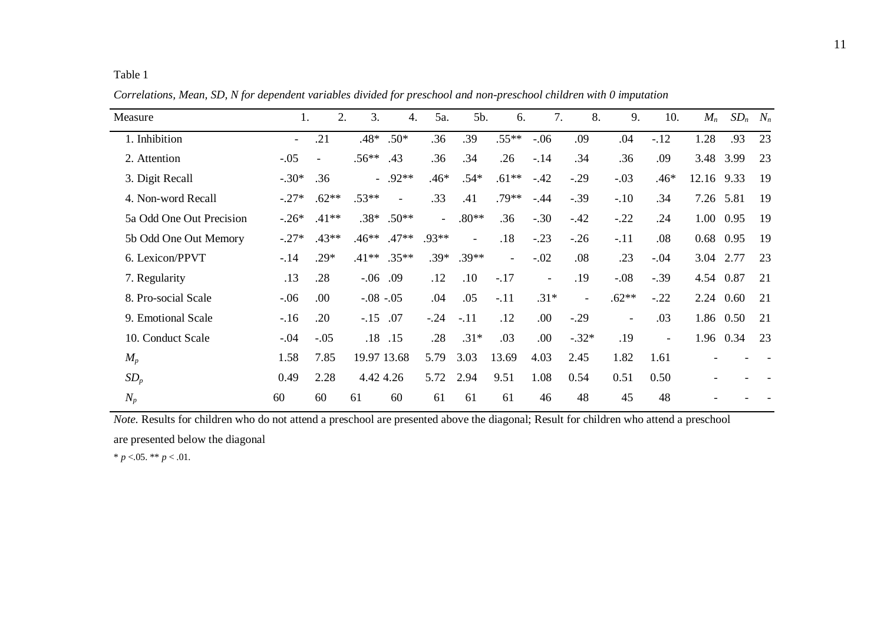Table 1

*Correlations, Mean, SD, N for dependent variables divided for preschool and non-preschool children with 0 imputation*

| Measure | 1. | 2. | 3. | 4. | 5a. | 5b. | 6. | 7. | 8. | 9. | 10. | $M_n$ | $SD_n$ | $N_n$ |
|---|---|---|---|---|---|---|---|---|---|---|---|---|---|---|
| 1. Inhibition | - | .21 | .48* | .50* | .36 | .39 | .55** | -.06 | .09 | .04 | -.12 | 1.28 | .93 | 23 |
| 2. Attention | -.05 | - | .56** | .43 | .36 | .34 | .26 | -.14 | .34 | .36 | .09 | 3.48 | 3.99 | 23 |
| 3. Digit Recall | -.30* | .36 | - | .92** | .46* | .54* | .61** | -.42 | -.29 | -.03 | .46* | 12.16 | 9.33 | 19 |
| 4. Non-word Recall | -.27* | .62** | .53** | - | .33 | .41 | .79** | -.44 | -.39 | -.10 | .34 | 7.26 | 5.81 | 19 |
| 5a Odd One Out Precision | -.26* | .41** | .38* | .50** | - | .80** | .36 | -.30 | -.42 | -.22 | .24 | 1.00 | 0.95 | 19 |
| 5b Odd One Out Memory | -.27* | .43** | .46** | .47** | .93** | - | .18 | -.23 | -.26 | -.11 | .08 | 0.68 | 0.95 | 19 |
| 6. Lexicon/PPVT | -.14 | .29* | .41** | .35** | .39* | .39** | - | -.02 | .08 | .23 | -.04 | 3.04 | 2.77 | 23 |
| 7. Regularity | .13 | .28 | -.06 | .09 | .12 | .10 | -.17 | - | .19 | -.08 | -.39 | 4.54 | 0.87 | 21 |
| 8. Pro-social Scale | -.06 | .00 | -.08 | -.05 | .04 | .05 | -.11 | .31* | - | .62** | -.22 | 2.24 | 0.60 | 21 |
| 9. Emotional Scale | -.16 | .20 | -.15 | .07 | -.24 | -.11 | .12 | .00 | -.29 | - | .03 | 1.86 | 0.50 | 21 |
| 10. Conduct Scale | -.04 | -.05 | .18 | .15 | .28 | .31* | .03 | .00 | -.32* | .19 | - | 1.96 | 0.34 | 23 |
| $M_p$ | 1.58 | 7.85 | 19.97 | 13.68 | 5.79 | 3.03 | 13.69 | 4.03 | 2.45 | 1.82 | 1.61 | - | - | - |
| $SD_p$ | 0.49 | 2.28 | 4.42 | 4.26 | 5.72 | 2.94 | 9.51 | 1.08 | 0.54 | 0.51 | 0.50 | - | - | - |
| $N_p$ | 60 | 60 | 61 | 60 | 61 | 61 | 61 | 46 | 48 | 45 | 48 | - | - | - |

*Note.* Results for children who do not attend a preschool are presented above the diagonal; Result for children who attend a preschool are presented below the diagonal

\* $p$ <.05. \*\* $p$ < .01.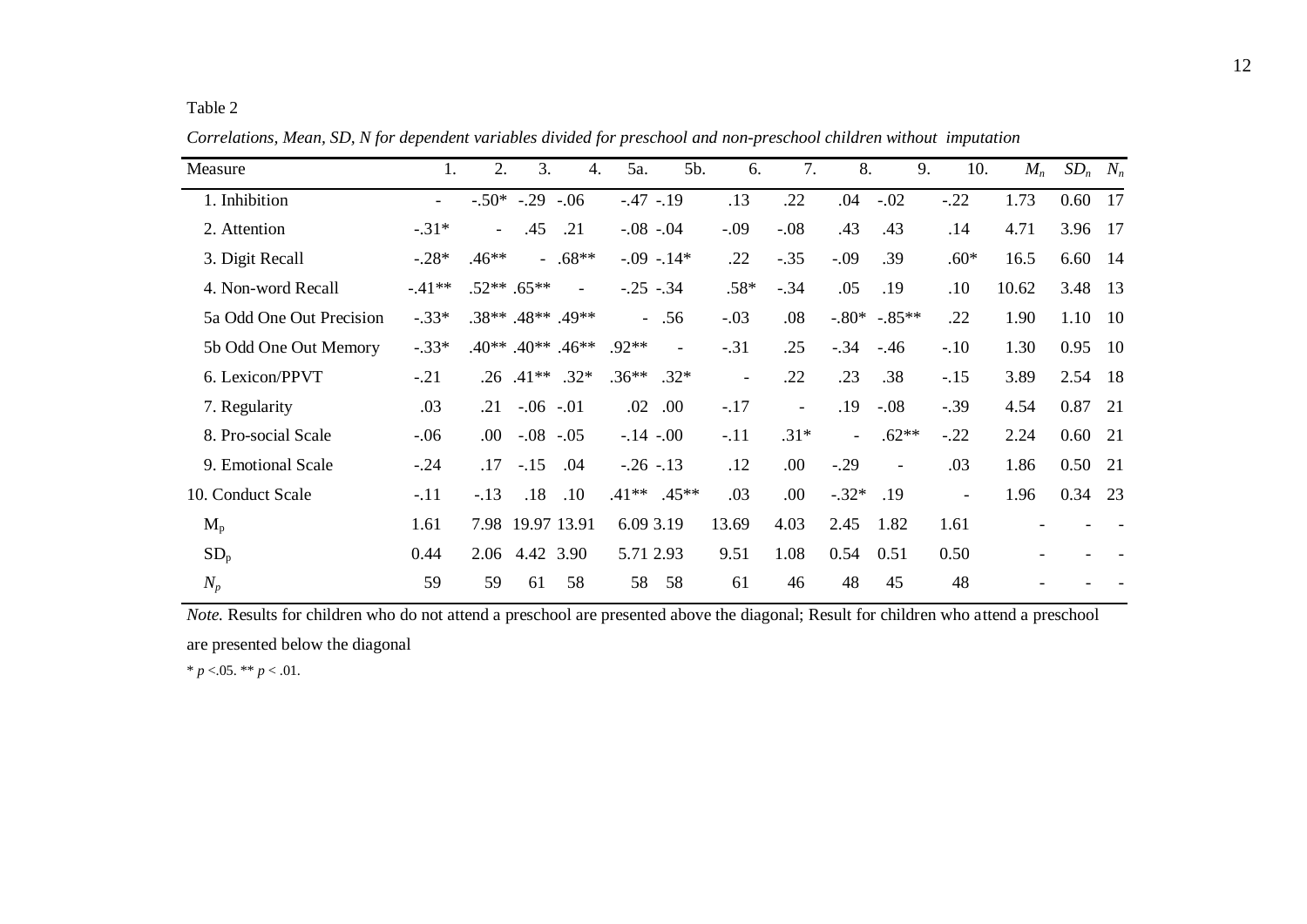Table 2

*Correlations, Mean, SD, N for dependent variables divided for preschool and non-preschool children without imputation*

| Measure | 1. | 2. | 3. | 4. | 5a. | 5b. | 6. | 7. | 8. | 9. | 10. | $M_n$ | $SD_n$ | $N_n$ |
|---|---|---|---|---|---|---|---|---|---|---|---|---|---|---|
| 1. Inhibition | - | -.50* | -.29 | -.06 | -.47 | -.19 | .13 | .22 | .04 | -.02 | -.22 | 1.73 | 0.60 | 17 |
| 2. Attention | -.31* | - | .45 | .21 | -.08 | -.04 | -.09 | -.08 | .43 | .43 | .14 | 4.71 | 3.96 | 17 |
| 3. Digit Recall | -.28* | .46** | - | .68** | -.09 | -.14* | .22 | -.35 | -.09 | .39 | .60* | 16.5 | 6.60 | 14 |
| 4. Non-word Recall | -.41** | .52** | .65** | - | -.25 | -.34 | .58* | -.34 | .05 | .19 | .10 | 10.62 | 3.48 | 13 |
| 5a Odd One Out Precision | -.33* | .38** | .48** | .49** | - | .56 | -.03 | .08 | -.80* | -.85** | .22 | 1.90 | 1.10 | 10 |
| 5b Odd One Out Memory | -.33* | .40** | .40** | .46** | .92** | - | -.31 | .25 | -.34 | -.46 | -.10 | 1.30 | 0.95 | 10 |
| 6. Lexicon/PPVT | -.21 | .26 | .41** | .32* | .36** | .32* | - | .22 | .23 | .38 | -.15 | 3.89 | 2.54 | 18 |
| 7. Regularity | .03 | .21 | -.06 | -.01 | .02 | .00 | -.17 | - | .19 | -.08 | -.39 | 4.54 | 0.87 | 21 |
| 8. Pro-social Scale | -.06 | .00 | -.08 | -.05 | -.14 | -.00 | -.11 | .31* | - | .62** | -.22 | 2.24 | 0.60 | 21 |
| 9. Emotional Scale | -.24 | .17 | -.15 | .04 | -.26 | -.13 | .12 | .00 | -.29 | - | .03 | 1.86 | 0.50 | 21 |
| 10. Conduct Scale | -.11 | -.13 | .18 | .10 | .41** | .45** | .03 | .00 | -.32* | .19 | - | 1.96 | 0.34 | 23 |
| $M_p$ | 1.61 | 7.98 | 19.97 | 13.91 | 6.09 | 3.19 | 13.69 | 4.03 | 2.45 | 1.82 | 1.61 | - | - | - |
| $SD_p$ | 0.44 | 2.06 | 4.42 | 3.90 | 5.71 | 2.93 | 9.51 | 1.08 | 0.54 | 0.51 | 0.50 | - | - | - |
| $N_p$ | 59 | 59 | 61 | 58 | 58 | 58 | 61 | 46 | 48 | 45 | 48 | - | - | - |

*Note.* Results for children who do not attend a preschool are presented above the diagonal; Result for children who attend a preschool are presented below the diagonal

* $p$ <.05. ** $p$ < .01.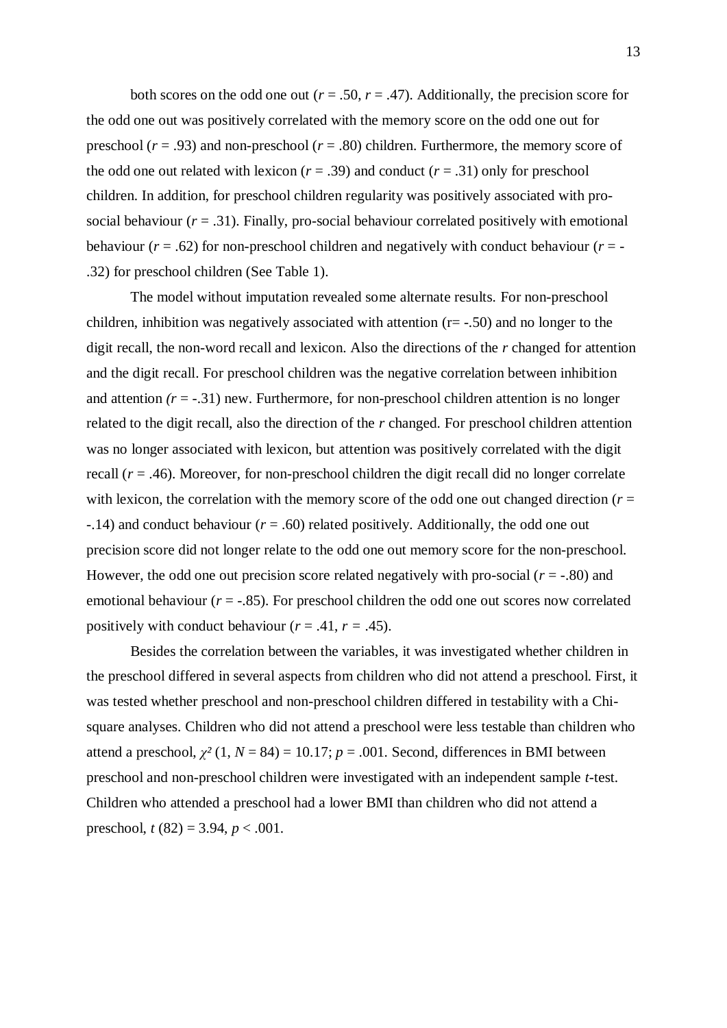both scores on the odd one out ($r$ = .50, $r$ = .47). Additionally, the precision score for the odd one out was positively correlated with the memory score on the odd one out for preschool ($r$ = .93) and non-preschool ($r$ = .80) children. Furthermore, the memory score of the odd one out related with lexicon ($r$ = .39) and conduct ($r$ = .31) only for preschool children. In addition, for preschool children regularity was positively associated with pro-social behaviour ($r$ = .31). Finally, pro-social behaviour correlated positively with emotional behaviour ($r$ = .62) for non-preschool children and negatively with conduct behaviour ($r$ = -.32) for preschool children (See Table 1).

The model without imputation revealed some alternate results. For non-preschool children, inhibition was negatively associated with attention (r= -.50) and no longer to the digit recall, the non-word recall and lexicon. Also the directions of the $r$ changed for attention and the digit recall. For preschool children was the negative correlation between inhibition and attention ($r$ = -.31) new. Furthermore, for non-preschool children attention is no longer related to the digit recall, also the direction of the $r$ changed. For preschool children attention was no longer associated with lexicon, but attention was positively correlated with the digit recall ($r$ = .46). Moreover, for non-preschool children the digit recall did no longer correlate with lexicon, the correlation with the memory score of the odd one out changed direction ($r$ = -.14) and conduct behaviour ($r$ = .60) related positively. Additionally, the odd one out precision score did not longer relate to the odd one out memory score for the non-preschool. However, the odd one out precision score related negatively with pro-social ($r$ = -.80) and emotional behaviour ($r$ = -.85). For preschool children the odd one out scores now correlated positively with conduct behaviour ($r$ = .41, $r$ = .45).

Besides the correlation between the variables, it was investigated whether children in the preschool differed in several aspects from children who did not attend a preschool. First, it was tested whether preschool and non-preschool children differed in testability with a Chi-square analyses. Children who did not attend a preschool were less testable than children who attend a preschool, $\chi^2$ (1, $N$ = 84) = 10.17; $p$ = .001. Second, differences in BMI between preschool and non-preschool children were investigated with an independent sample $t$-test. Children who attended a preschool had a lower BMI than children who did not attend a preschool, $t$ (82) = 3.94, $p$ < .001.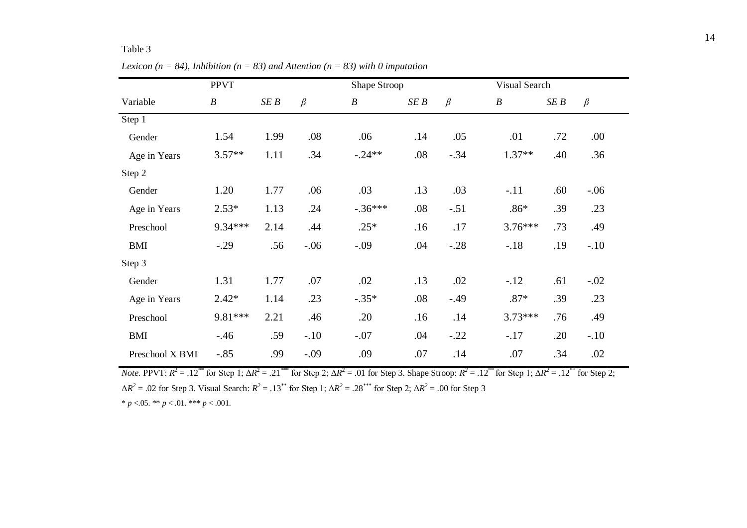Table 3

*Lexicon (n = 84), Inhibition (n = 83) and Attention (n = 83) with 0 imputation*

| | PPVT | | | Shape Stroop | | | Visual Search | | |
|---|---|---|---|---|---|---|---|---|---|
| Variable | *B* | *SE B* | *β* | *B* | *SE B* | *β* | *B* | *SE B* | *β* |
| Step 1 | | | | | | | | | |
| Gender | 1.54 | 1.99 | .08 | .06 | .14 | .05 | .01 | .72 | .00 |
| Age in Years | 3.57** | 1.11 | .34 | -.24** | .08 | -.34 | 1.37** | .40 | .36 |
| Step 2 | | | | | | | | | |
| Gender | 1.20 | 1.77 | .06 | .03 | .13 | .03 | -.11 | .60 | -.06 |
| Age in Years | 2.53* | 1.13 | .24 | -.36*** | .08 | -.51 | .86* | .39 | .23 |
| Preschool | 9.34*** | 2.14 | .44 | .25* | .16 | .17 | 3.76*** | .73 | .49 |
| BMI | -.29 | .56 | -.06 | -.09 | .04 | -.28 | -.18 | .19 | -.10 |
| Step 3 | | | | | | | | | |
| Gender | 1.31 | 1.77 | .07 | .02 | .13 | .02 | -.12 | .61 | -.02 |
| Age in Years | 2.42* | 1.14 | .23 | -.35* | .08 | -.49 | .87* | .39 | .23 |
| Preschool | 9.81*** | 2.21 | .46 | .20 | .16 | .14 | 3.73*** | .76 | .49 |
| BMI | -.46 | .59 | -.10 | -.07 | .04 | -.22 | -.17 | .20 | -.10 |
| Preschool X BMI | -.85 | .99 | -.09 | .09 | .07 | .14 | .07 | .34 | .02 |

*Note.* PPVT: $R^2 = .12^{**}$ for Step 1; $\Delta R^2 = .21^{***}$ for Step 2; $\Delta R^2 = .01$ for Step 3. Shape Stroop: $R^2 = .12^{**}$ for Step 1; $\Delta R^2 = .12^{**}$ for Step 2; $\Delta R^2 = .02$ for Step 3. Visual Search: $R^2 = .13^{**}$ for Step 1; $\Delta R^2 = .28^{***}$ for Step 2; $\Delta R^2 = .00$ for Step 3

\* $p < .05$. \*\* $p < .01$. \*\*\* $p < .001$.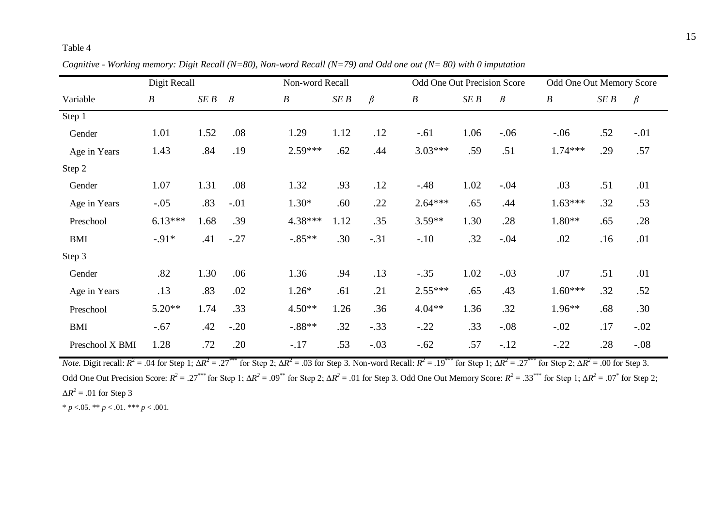Table 4

*Cognitive - Working memory: Digit Recall (N=80), Non-word Recall (N=79) and Odd one out (N= 80) with 0 imputation*

| | Digit Recall | | | Non-word Recall | | | Odd One Out Precision Score | | | Odd One Out Memory Score | | |
|---|---|---|---|---|---|---|---|---|---|---|---|---|
| Variable | *B* | *SE B* | *Β* | *B* | *SE B* | *β* | *B* | *SE B* | *Β* | *B* | *SE B* | *β* |
| Step 1 | | | | | | | | | | | | |
| Gender | 1.01 | 1.52 | .08 | 1.29 | 1.12 | .12 | -.61 | 1.06 | -.06 | -.06 | .52 | -.01 |
| Age in Years | 1.43 | .84 | .19 | 2.59*** | .62 | .44 | 3.03*** | .59 | .51 | 1.74*** | .29 | .57 |
| Step 2 | | | | | | | | | | | | |
| Gender | 1.07 | 1.31 | .08 | 1.32 | .93 | .12 | -.48 | 1.02 | -.04 | .03 | .51 | .01 |
| Age in Years | -.05 | .83 | -.01 | 1.30* | .60 | .22 | 2.64*** | .65 | .44 | 1.63*** | .32 | .53 |
| Preschool | 6.13*** | 1.68 | .39 | 4.38*** | 1.12 | .35 | 3.59** | 1.30 | .28 | 1.80** | .65 | .28 |
| BMI | -.91* | .41 | -.27 | -.85** | .30 | -.31 | -.10 | .32 | -.04 | .02 | .16 | .01 |
| Step 3 | | | | | | | | | | | | |
| Gender | .82 | 1.30 | .06 | 1.36 | .94 | .13 | -.35 | 1.02 | -.03 | .07 | .51 | .01 |
| Age in Years | .13 | .83 | .02 | 1.26* | .61 | .21 | 2.55*** | .65 | .43 | 1.60*** | .32 | .52 |
| Preschool | 5.20** | 1.74 | .33 | 4.50** | 1.26 | .36 | 4.04** | 1.36 | .32 | 1.96** | .68 | .30 |
| BMI | -.67 | .42 | -.20 | -.88** | .32 | -.33 | -.22 | .33 | -.08 | -.02 | .17 | -.02 |
| Preschool X BMI | 1.28 | .72 | .20 | -.17 | .53 | -.03 | -.62 | .57 | -.12 | -.22 | .28 | -.08 |

*Note.* Digit recall: $R^2$ = .04 for Step 1; $\Delta R^2$ = .27*** for Step 2; $\Delta R^2$ = .03 for Step 3. Non-word Recall: $R^2$ = .19*** for Step 1; $\Delta R^2$ = .27*** for Step 2; $\Delta R^2$ = .00 for Step 3. Odd One Out Precision Score: $R^2$ = .27*** for Step 1; $\Delta R^2$ = .09** for Step 2; $\Delta R^2$ = .01 for Step 3. Odd One Out Memory Score: $R^2$ = .33*** for Step 1; $\Delta R^2$ = .07* for Step 2; $\Delta R^2$ = .01 for Step 3

\* $p$ <.05. ** $p$ < .01. *** $p$ < .001.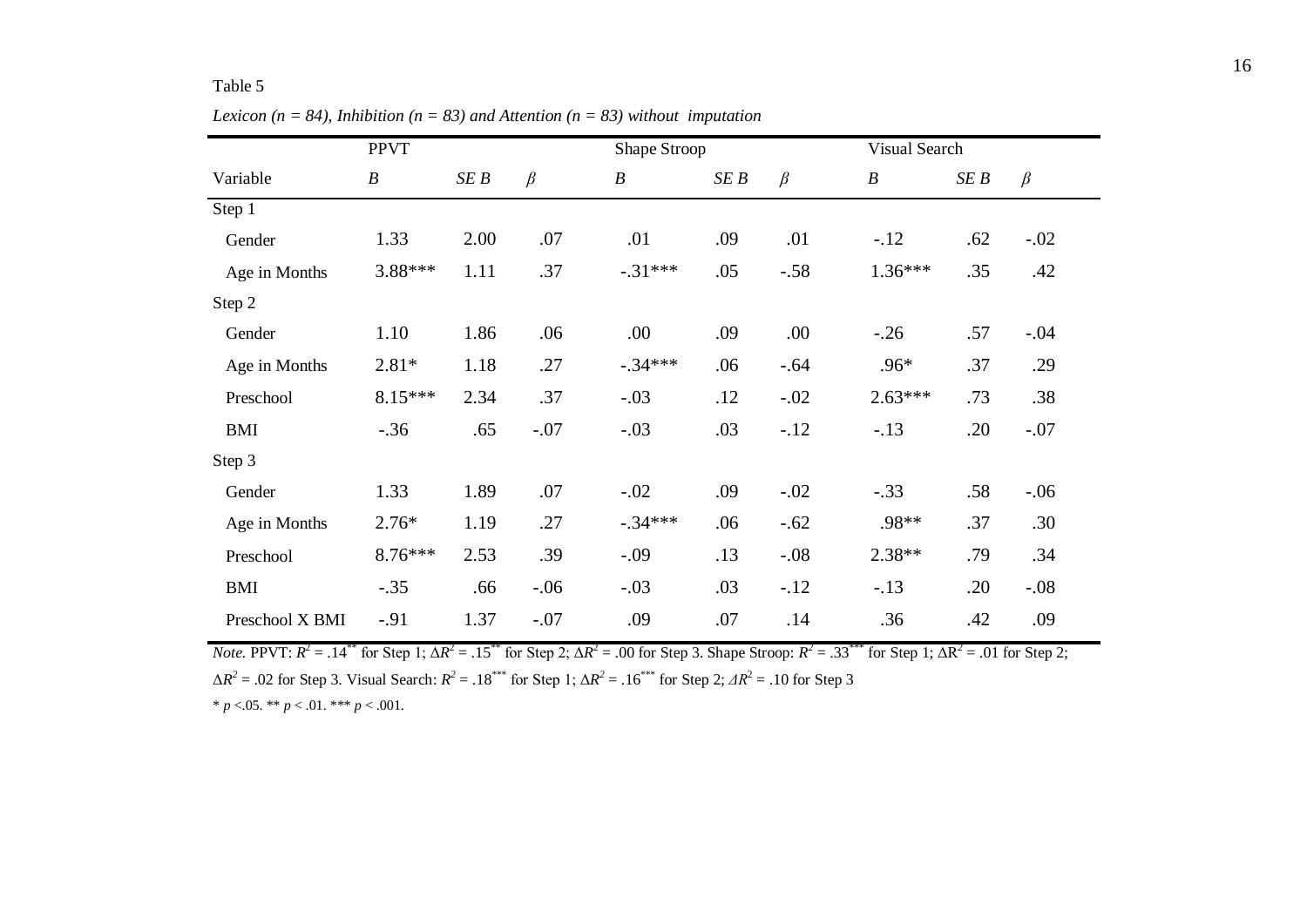Table 5

*Lexicon (n = 84), Inhibition (n = 83) and Attention (n = 83) without imputation*

| | PPVT | | | Shape Stroop | | | Visual Search | | |
|---|---|---|---|---|---|---|---|---|---|
| Variable | *B* | *SE B* | *β* | *B* | *SE B* | *β* | *B* | *SE B* | *β* |
| Step 1 | | | | | | | | | |
| Gender | 1.33 | 2.00 | .07 | .01 | .09 | .01 | -.12 | .62 | -.02 |
| Age in Months | 3.88*** | 1.11 | .37 | -.31*** | .05 | -.58 | 1.36*** | .35 | .42 |
| Step 2 | | | | | | | | | |
| Gender | 1.10 | 1.86 | .06 | .00 | .09 | .00 | -.26 | .57 | -.04 |
| Age in Months | 2.81* | 1.18 | .27 | -.34*** | .06 | -.64 | .96* | .37 | .29 |
| Preschool | 8.15*** | 2.34 | .37 | -.03 | .12 | -.02 | 2.63*** | .73 | .38 |
| BMI | -.36 | .65 | -.07 | -.03 | .03 | -.12 | -.13 | .20 | -.07 |
| Step 3 | | | | | | | | | |
| Gender | 1.33 | 1.89 | .07 | -.02 | .09 | -.02 | -.33 | .58 | -.06 |
| Age in Months | 2.76* | 1.19 | .27 | -.34*** | .06 | -.62 | .98** | .37 | .30 |
| Preschool | 8.76*** | 2.53 | .39 | -.09 | .13 | -.08 | 2.38** | .79 | .34 |
| BMI | -.35 | .66 | -.06 | -.03 | .03 | -.12 | -.13 | .20 | -.08 |
| Preschool X BMI | -.91 | 1.37 | -.07 | .09 | .07 | .14 | .36 | .42 | .09 |

*Note.* PPVT: $R^2 = .14^{**}$ for Step 1; $\Delta R^2 = .15^{**}$ for Step 2; $\Delta R^2 = .00$ for Step 3. Shape Stroop: $R^2 = .33^{***}$ for Step 1; $\Delta R^2 = .01$ for Step 2; $\Delta R^2 = .02$ for Step 3. Visual Search: $R^2 = .18^{***}$ for Step 1; $\Delta R^2 = .16^{***}$ for Step 2; $\Delta R^2 = .10$ for Step 3

* $p < .05$. ** $p < .01$. *** $p < .001$.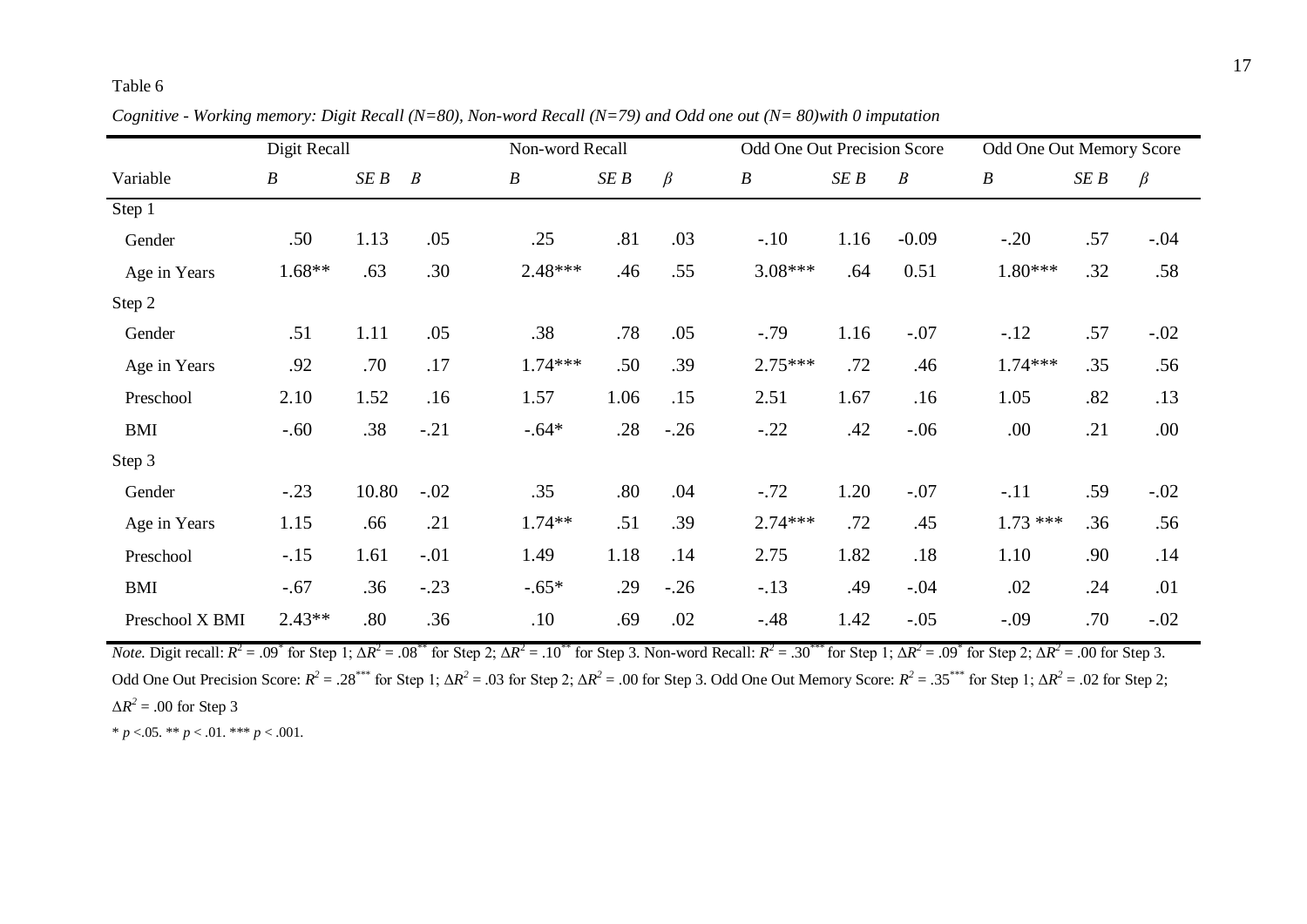Table 6

*Cognitive - Working memory: Digit Recall (N=80), Non-word Recall (N=79) and Odd one out (N= 80)with 0 imputation*

| | Digit Recall | | | Non-word Recall | | | Odd One Out Precision Score | | | Odd One Out Memory Score | | |
|---|---|---|---|---|---|---|---|---|---|---|---|---|
| Variable | *B* | *SE B* | *Β* | *B* | *SE B* | *β* | *B* | *SE B* | *Β* | *B* | *SE B* | *β* |
| Step 1 | | | | | | | | | | | | |
| Gender | .50 | 1.13 | .05 | .25 | .81 | .03 | -.10 | 1.16 | -0.09 | -.20 | .57 | -.04 |
| Age in Years | 1.68** | .63 | .30 | 2.48*** | .46 | .55 | 3.08*** | .64 | 0.51 | 1.80*** | .32 | .58 |
| Step 2 | | | | | | | | | | | | |
| Gender | .51 | 1.11 | .05 | .38 | .78 | .05 | -.79 | 1.16 | -.07 | -.12 | .57 | -.02 |
| Age in Years | .92 | .70 | .17 | 1.74*** | .50 | .39 | 2.75*** | .72 | .46 | 1.74*** | .35 | .56 |
| Preschool | 2.10 | 1.52 | .16 | 1.57 | 1.06 | .15 | 2.51 | 1.67 | .16 | 1.05 | .82 | .13 |
| BMI | -.60 | .38 | -.21 | -.64* | .28 | -.26 | -.22 | .42 | -.06 | .00 | .21 | .00 |
| Step 3 | | | | | | | | | | | | |
| Gender | -.23 | 10.80 | -.02 | .35 | .80 | .04 | -.72 | 1.20 | -.07 | -.11 | .59 | -.02 |
| Age in Years | 1.15 | .66 | .21 | 1.74** | .51 | .39 | 2.74*** | .72 | .45 | 1.73 *** | .36 | .56 |
| Preschool | -.15 | 1.61 | -.01 | 1.49 | 1.18 | .14 | 2.75 | 1.82 | .18 | 1.10 | .90 | .14 |
| BMI | -.67 | .36 | -.23 | -.65* | .29 | -.26 | -.13 | .49 | -.04 | .02 | .24 | .01 |
| Preschool X BMI | 2.43** | .80 | .36 | .10 | .69 | .02 | -.48 | 1.42 | -.05 | -.09 | .70 | -.02 |

*Note.* Digit recall: $R^2 = .09^*$ for Step 1; $\Delta R^2 = .08^{**}$ for Step 2; $\Delta R^2 = .10^{**}$ for Step 3. Non-word Recall: $R^2 = .30^{***}$ for Step 1; $\Delta R^2 = .09^*$ for Step 2; $\Delta R^2 = .00$ for Step 3. Odd One Out Precision Score: $R^2 = .28^{***}$ for Step 1; $\Delta R^2 = .03$ for Step 2; $\Delta R^2 = .00$ for Step 3. Odd One Out Memory Score: $R^2 = .35^{***}$ for Step 1; $\Delta R^2 = .02$ for Step 2; $\Delta R^2 = .00$ for Step 3

\* $p < .05$. \*\* $p < .01$. \*\*\* $p < .001$.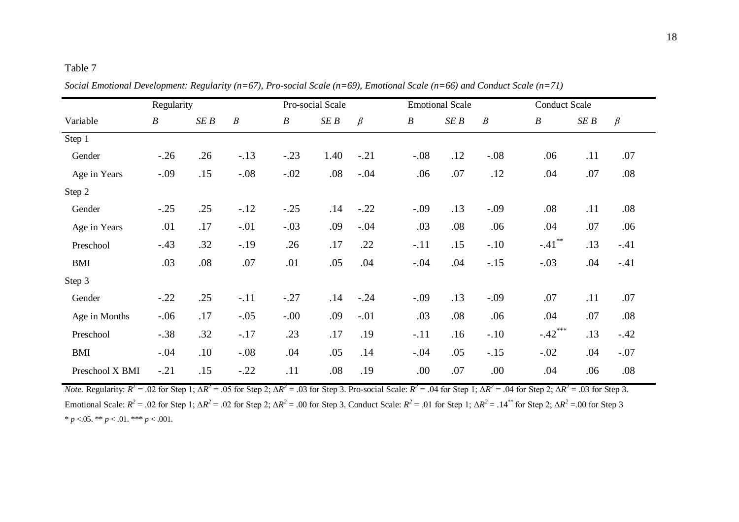Table 7

*Social Emotional Development: Regularity (n=67), Pro-social Scale (n=69), Emotional Scale (n=66) and Conduct Scale (n=71)*

| | Regularity | | | Pro-social Scale | | | Emotional Scale | | | Conduct Scale | | |
|---|---|---|---|---|---|---|---|---|---|---|---|---|
| Variable | *B* | *SE B* | *B* | *B* | *SE B* | *β* | *B* | *SE B* | *B* | *B* | *SE B* | *β* |
| Step 1 | | | | | | | | | | | | |
| Gender | -.26 | .26 | -.13 | -.23 | 1.40 | -.21 | -.08 | .12 | -.08 | .06 | .11 | .07 |
| Age in Years | -.09 | .15 | -.08 | -.02 | .08 | -.04 | .06 | .07 | .12 | .04 | .07 | .08 |
| Step 2 | | | | | | | | | | | | |
| Gender | -.25 | .25 | -.12 | -.25 | .14 | -.22 | -.09 | .13 | -.09 | .08 | .11 | .08 |
| Age in Years | .01 | .17 | -.01 | -.03 | .09 | -.04 | .03 | .08 | .06 | .04 | .07 | .06 |
| Preschool | -.43 | .32 | -.19 | .26 | .17 | .22 | -.11 | .15 | -.10 | -.41** | .13 | -.41 |
| BMI | .03 | .08 | .07 | .01 | .05 | .04 | -.04 | .04 | -.15 | -.03 | .04 | -.41 |
| Step 3 | | | | | | | | | | | | |
| Gender | -.22 | .25 | -.11 | -.27 | .14 | -.24 | -.09 | .13 | -.09 | .07 | .11 | .07 |
| Age in Months | -.06 | .17 | -.05 | -.00 | .09 | -.01 | .03 | .08 | .06 | .04 | .07 | .08 |
| Preschool | -.38 | .32 | -.17 | .23 | .17 | .19 | -.11 | .16 | -.10 | -.42*** | .13 | -.42 |
| BMI | -.04 | .10 | -.08 | .04 | .05 | .14 | -.04 | .05 | -.15 | -.02 | .04 | -.07 |
| Preschool X BMI | -.21 | .15 | -.22 | .11 | .08 | .19 | .00 | .07 | .00 | .04 | .06 | .08 |

*Note.* Regularity: $R^2$ = .02 for Step 1; $\Delta R^2$ = .05 for Step 2; $\Delta R^2$ = .03 for Step 3. Pro-social Scale: $R^2$ = .04 for Step 1; $\Delta R^2$ = .04 for Step 2; $\Delta R^2$ = .03 for Step 3. Emotional Scale: $R^2$ = .02 for Step 1; $\Delta R^2$ = .02 for Step 2; $\Delta R^2$ = .00 for Step 3. Conduct Scale: $R^2$ = .01 for Step 1; $\Delta R^2$ = .14** for Step 2; $\Delta R^2$ =.00 for Step 3

* $p$ <.05. ** $p$ < .01. *** $p$ < .001.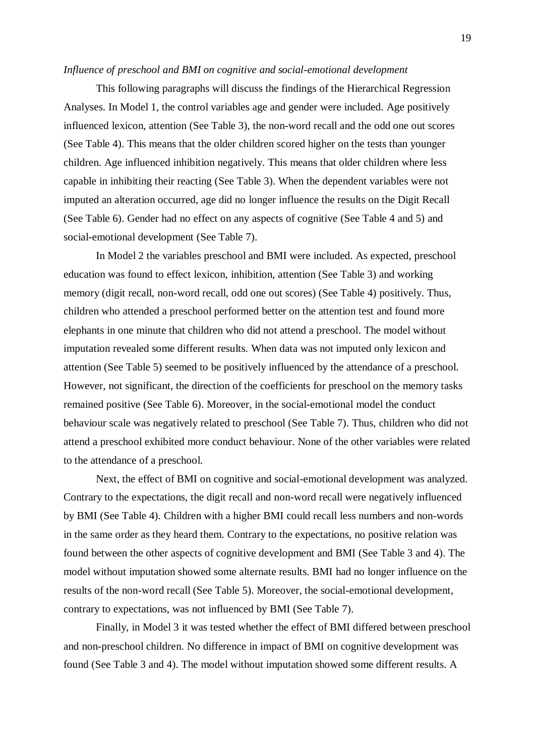*Influence of preschool and BMI on cognitive and social-emotional development*

This following paragraphs will discuss the findings of the Hierarchical Regression Analyses. In Model 1, the control variables age and gender were included. Age positively influenced lexicon, attention (See Table 3), the non-word recall and the odd one out scores (See Table 4). This means that the older children scored higher on the tests than younger children. Age influenced inhibition negatively. This means that older children where less capable in inhibiting their reacting (See Table 3). When the dependent variables were not imputed an alteration occurred, age did no longer influence the results on the Digit Recall (See Table 6). Gender had no effect on any aspects of cognitive (See Table 4 and 5) and social-emotional development (See Table 7).

In Model 2 the variables preschool and BMI were included. As expected, preschool education was found to effect lexicon, inhibition, attention (See Table 3) and working memory (digit recall, non-word recall, odd one out scores) (See Table 4) positively. Thus, children who attended a preschool performed better on the attention test and found more elephants in one minute that children who did not attend a preschool. The model without imputation revealed some different results. When data was not imputed only lexicon and attention (See Table 5) seemed to be positively influenced by the attendance of a preschool. However, not significant, the direction of the coefficients for preschool on the memory tasks remained positive (See Table 6). Moreover, in the social-emotional model the conduct behaviour scale was negatively related to preschool (See Table 7). Thus, children who did not attend a preschool exhibited more conduct behaviour. None of the other variables were related to the attendance of a preschool.

Next, the effect of BMI on cognitive and social-emotional development was analyzed. Contrary to the expectations, the digit recall and non-word recall were negatively influenced by BMI (See Table 4). Children with a higher BMI could recall less numbers and non-words in the same order as they heard them. Contrary to the expectations, no positive relation was found between the other aspects of cognitive development and BMI (See Table 3 and 4). The model without imputation showed some alternate results. BMI had no longer influence on the results of the non-word recall (See Table 5). Moreover, the social-emotional development, contrary to expectations, was not influenced by BMI (See Table 7).

Finally, in Model 3 it was tested whether the effect of BMI differed between preschool and non-preschool children. No difference in impact of BMI on cognitive development was found (See Table 3 and 4). The model without imputation showed some different results. A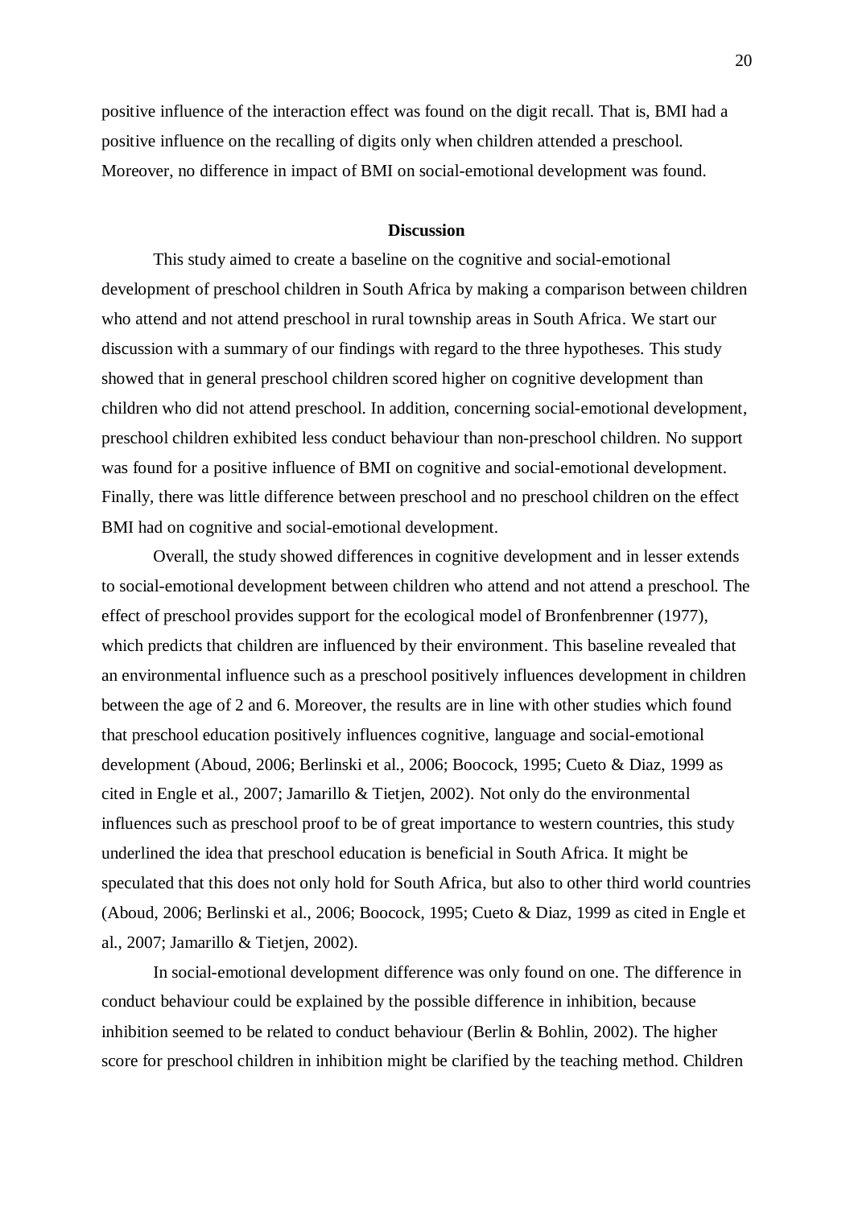positive influence of the interaction effect was found on the digit recall. That is, BMI had a positive influence on the recalling of digits only when children attended a preschool. Moreover, no difference in impact of BMI on social-emotional development was found.

## Discussion

This study aimed to create a baseline on the cognitive and social-emotional development of preschool children in South Africa by making a comparison between children who attend and not attend preschool in rural township areas in South Africa. We start our discussion with a summary of our findings with regard to the three hypotheses. This study showed that in general preschool children scored higher on cognitive development than children who did not attend preschool. In addition, concerning social-emotional development, preschool children exhibited less conduct behaviour than non-preschool children. No support was found for a positive influence of BMI on cognitive and social-emotional development. Finally, there was little difference between preschool and no preschool children on the effect BMI had on cognitive and social-emotional development.

Overall, the study showed differences in cognitive development and in lesser extends to social-emotional development between children who attend and not attend a preschool. The effect of preschool provides support for the ecological model of Bronfenbrenner (1977), which predicts that children are influenced by their environment. This baseline revealed that an environmental influence such as a preschool positively influences development in children between the age of 2 and 6. Moreover, the results are in line with other studies which found that preschool education positively influences cognitive, language and social-emotional development (Aboud, 2006; Berlinski et al., 2006; Boocock, 1995; Cueto & Diaz, 1999 as cited in Engle et al., 2007; Jamarillo & Tietjen, 2002). Not only do the environmental influences such as preschool proof to be of great importance to western countries, this study underlined the idea that preschool education is beneficial in South Africa. It might be speculated that this does not only hold for South Africa, but also to other third world countries (Aboud, 2006; Berlinski et al., 2006; Boocock, 1995; Cueto & Diaz, 1999 as cited in Engle et al., 2007; Jamarillo & Tietjen, 2002).

In social-emotional development difference was only found on one. The difference in conduct behaviour could be explained by the possible difference in inhibition, because inhibition seemed to be related to conduct behaviour (Berlin & Bohlin, 2002). The higher score for preschool children in inhibition might be clarified by the teaching method. Children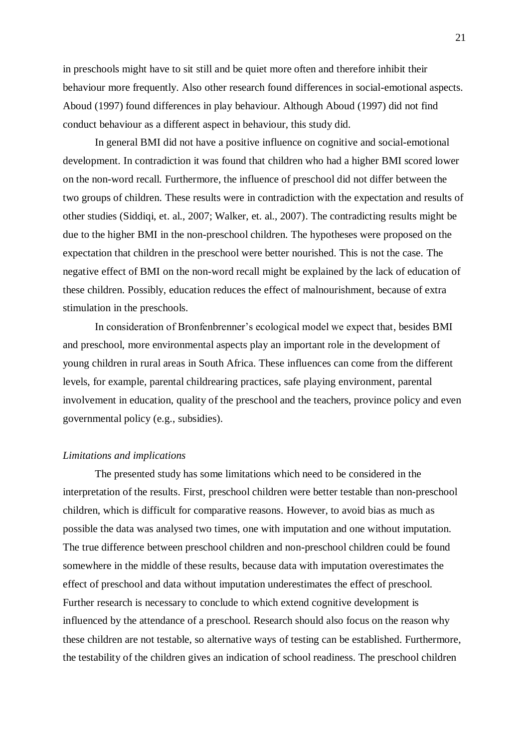in preschools might have to sit still and be quiet more often and therefore inhibit their behaviour more frequently. Also other research found differences in social-emotional aspects. Aboud (1997) found differences in play behaviour. Although Aboud (1997) did not find conduct behaviour as a different aspect in behaviour, this study did.

In general BMI did not have a positive influence on cognitive and social-emotional development. In contradiction it was found that children who had a higher BMI scored lower on the non-word recall. Furthermore, the influence of preschool did not differ between the two groups of children. These results were in contradiction with the expectation and results of other studies (Siddiqi, et. al., 2007; Walker, et. al., 2007). The contradicting results might be due to the higher BMI in the non-preschool children. The hypotheses were proposed on the expectation that children in the preschool were better nourished. This is not the case. The negative effect of BMI on the non-word recall might be explained by the lack of education of these children. Possibly, education reduces the effect of malnourishment, because of extra stimulation in the preschools.

In consideration of Bronfenbrenner's ecological model we expect that, besides BMI and preschool, more environmental aspects play an important role in the development of young children in rural areas in South Africa. These influences can come from the different levels, for example, parental childrearing practices, safe playing environment, parental involvement in education, quality of the preschool and the teachers, province policy and even governmental policy (e.g., subsidies).

*Limitations and implications*

The presented study has some limitations which need to be considered in the interpretation of the results. First, preschool children were better testable than non-preschool children, which is difficult for comparative reasons. However, to avoid bias as much as possible the data was analysed two times, one with imputation and one without imputation. The true difference between preschool children and non-preschool children could be found somewhere in the middle of these results, because data with imputation overestimates the effect of preschool and data without imputation underestimates the effect of preschool. Further research is necessary to conclude to which extend cognitive development is influenced by the attendance of a preschool. Research should also focus on the reason why these children are not testable, so alternative ways of testing can be established. Furthermore, the testability of the children gives an indication of school readiness. The preschool children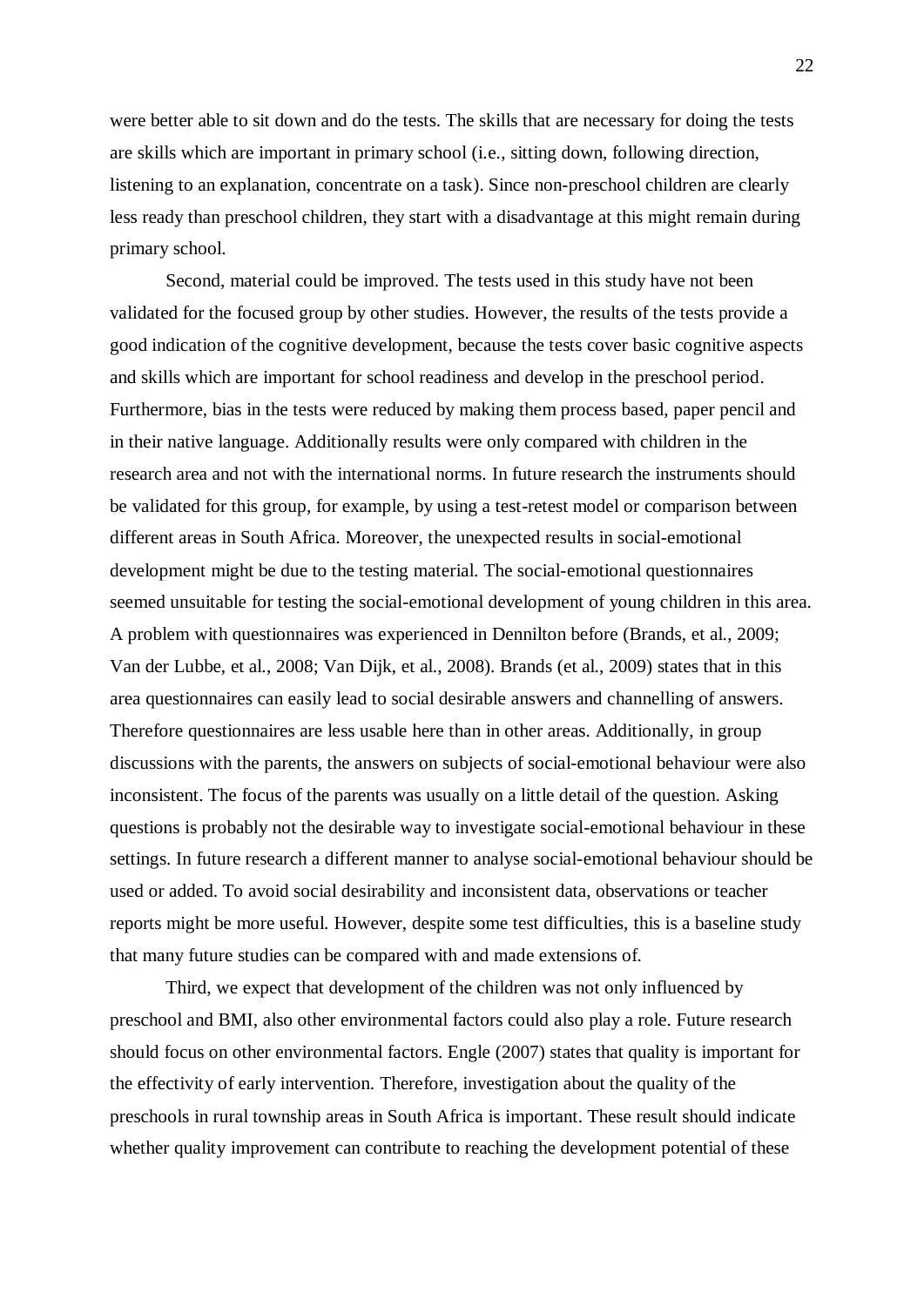were better able to sit down and do the tests. The skills that are necessary for doing the tests are skills which are important in primary school (i.e., sitting down, following direction, listening to an explanation, concentrate on a task). Since non-preschool children are clearly less ready than preschool children, they start with a disadvantage at this might remain during primary school.

Second, material could be improved. The tests used in this study have not been validated for the focused group by other studies. However, the results of the tests provide a good indication of the cognitive development, because the tests cover basic cognitive aspects and skills which are important for school readiness and develop in the preschool period. Furthermore, bias in the tests were reduced by making them process based, paper pencil and in their native language. Additionally results were only compared with children in the research area and not with the international norms. In future research the instruments should be validated for this group, for example, by using a test-retest model or comparison between different areas in South Africa. Moreover, the unexpected results in social-emotional development might be due to the testing material. The social-emotional questionnaires seemed unsuitable for testing the social-emotional development of young children in this area. A problem with questionnaires was experienced in Dennilton before (Brands, et al., 2009; Van der Lubbe, et al., 2008; Van Dijk, et al., 2008). Brands (et al., 2009) states that in this area questionnaires can easily lead to social desirable answers and channelling of answers. Therefore questionnaires are less usable here than in other areas. Additionally, in group discussions with the parents, the answers on subjects of social-emotional behaviour were also inconsistent. The focus of the parents was usually on a little detail of the question. Asking questions is probably not the desirable way to investigate social-emotional behaviour in these settings. In future research a different manner to analyse social-emotional behaviour should be used or added. To avoid social desirability and inconsistent data, observations or teacher reports might be more useful. However, despite some test difficulties, this is a baseline study that many future studies can be compared with and made extensions of.

Third, we expect that development of the children was not only influenced by preschool and BMI, also other environmental factors could also play a role. Future research should focus on other environmental factors. Engle (2007) states that quality is important for the effectivity of early intervention. Therefore, investigation about the quality of the preschools in rural township areas in South Africa is important. These result should indicate whether quality improvement can contribute to reaching the development potential of these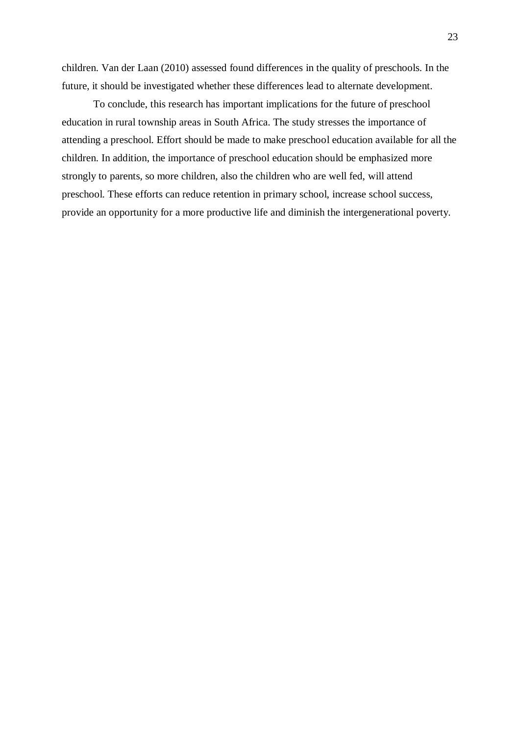children. Van der Laan (2010) assessed found differences in the quality of preschools. In the future, it should be investigated whether these differences lead to alternate development.

To conclude, this research has important implications for the future of preschool education in rural township areas in South Africa. The study stresses the importance of attending a preschool. Effort should be made to make preschool education available for all the children. In addition, the importance of preschool education should be emphasized more strongly to parents, so more children, also the children who are well fed, will attend preschool. These efforts can reduce retention in primary school, increase school success, provide an opportunity for a more productive life and diminish the intergenerational poverty.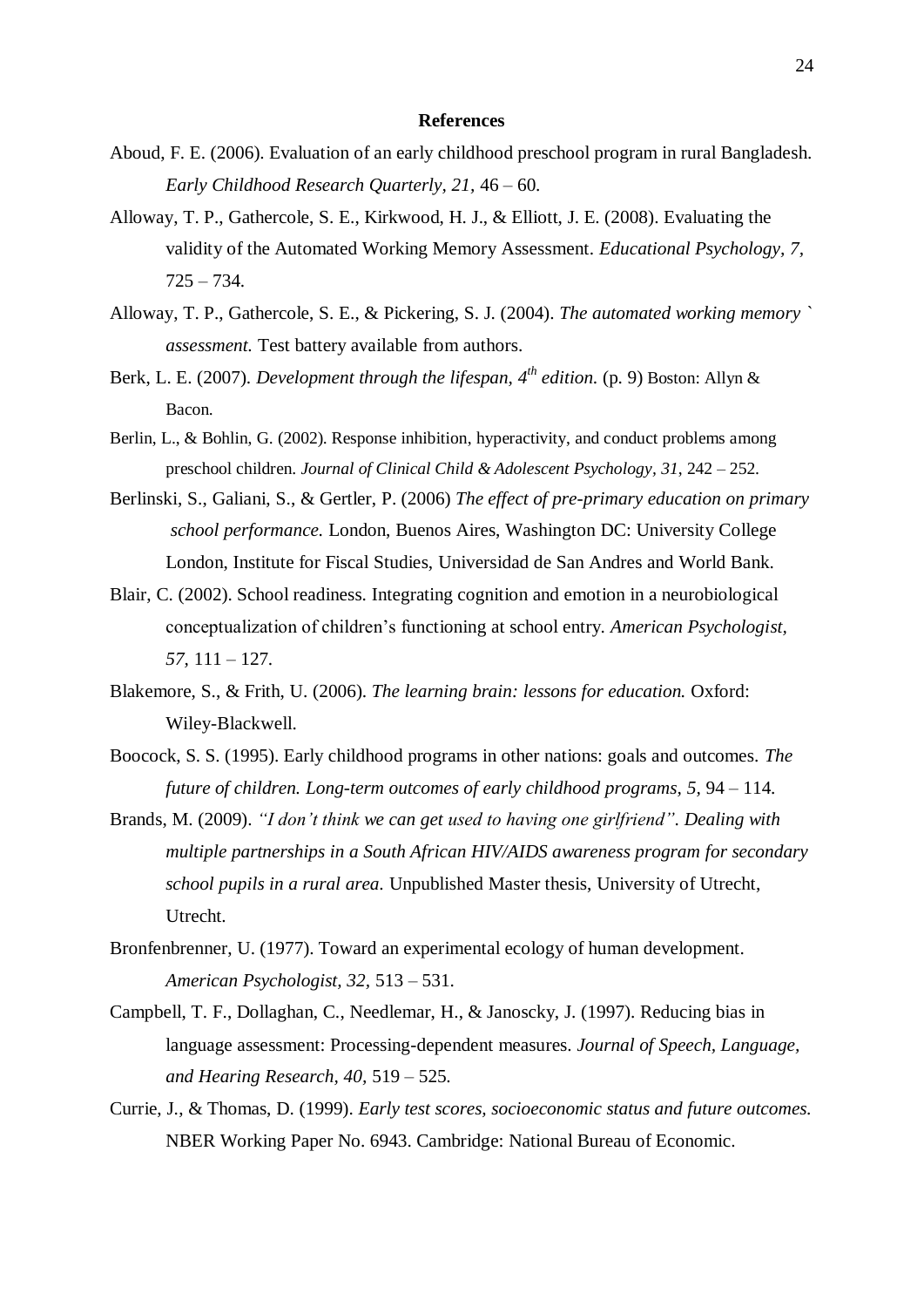# References

Aboud, F. E. (2006). Evaluation of an early childhood preschool program in rural Bangladesh. *Early Childhood Research Quarterly, 21,* 46 – 60.

Alloway, T. P., Gathercole, S. E., Kirkwood, H. J., & Elliott, J. E. (2008). Evaluating the validity of the Automated Working Memory Assessment. *Educational Psychology, 7,* 725 – 734.

Alloway, T. P., Gathercole, S. E., & Pickering, S. J. (2004). *The automated working memory ` assessment.* Test battery available from authors.

Berk, L. E. (2007). *Development through the lifespan, 4th edition.* (p. 9) Boston: Allyn & Bacon.

Berlin, L., & Bohlin, G. (2002). Response inhibition, hyperactivity, and conduct problems among preschool children. *Journal of Clinical Child & Adolescent Psychology, 31,* 242 – 252.

Berlinski, S., Galiani, S., & Gertler, P. (2006) *The effect of pre-primary education on primary school performance.* London, Buenos Aires, Washington DC: University College London, Institute for Fiscal Studies, Universidad de San Andres and World Bank.

Blair, C. (2002). School readiness. Integrating cognition and emotion in a neurobiological conceptualization of children's functioning at school entry. *American Psychologist, 57,* 111 – 127.

Blakemore, S., & Frith, U. (2006). *The learning brain: lessons for education.* Oxford: Wiley-Blackwell.

Boocock, S. S. (1995). Early childhood programs in other nations: goals and outcomes. *The future of children. Long-term outcomes of early childhood programs, 5,* 94 – 114.

Brands, M. (2009). *"I don't think we can get used to having one girlfriend". Dealing with multiple partnerships in a South African HIV/AIDS awareness program for secondary school pupils in a rural area.* Unpublished Master thesis, University of Utrecht, Utrecht.

Bronfenbrenner, U. (1977). Toward an experimental ecology of human development. *American Psychologist, 32,* 513 – 531.

Campbell, T. F., Dollaghan, C., Needlemar, H., & Janoscky, J. (1997). Reducing bias in language assessment: Processing-dependent measures. *Journal of Speech, Language, and Hearing Research, 40,* 519 – 525.

Currie, J., & Thomas, D. (1999). *Early test scores, socioeconomic status and future outcomes.* NBER Working Paper No. 6943. Cambridge: National Bureau of Economic.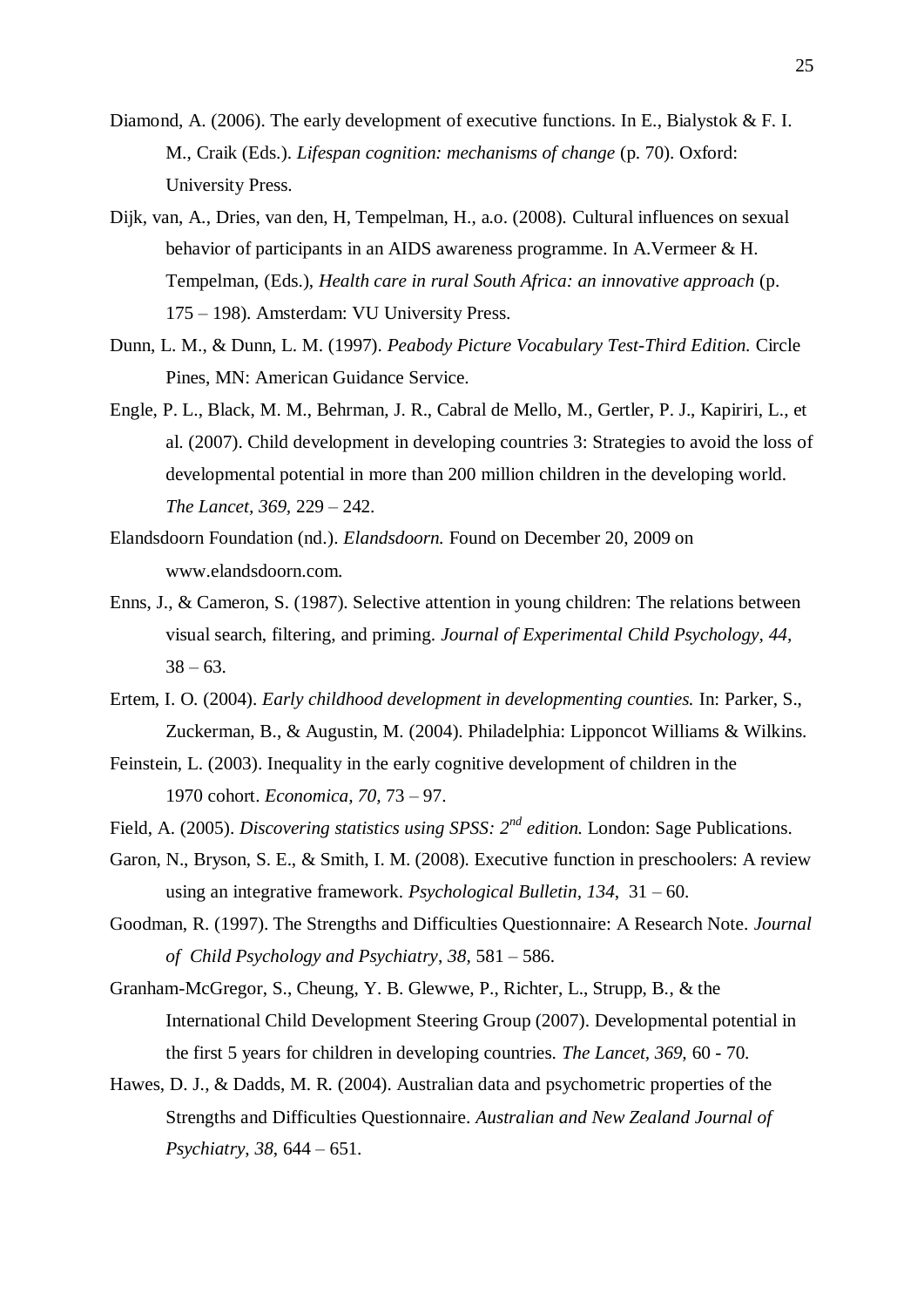Diamond, A. (2006). The early development of executive functions. In E., Bialystok & F. I. M., Craik (Eds.). *Lifespan cognition: mechanisms of change* (p. 70). Oxford: University Press.

Dijk, van, A., Dries, van den, H, Tempelman, H., a.o. (2008). Cultural influences on sexual behavior of participants in an AIDS awareness programme. In A.Vermeer & H. Tempelman, (Eds.), *Health care in rural South Africa: an innovative approach* (p. 175 – 198). Amsterdam: VU University Press.

Dunn, L. M., & Dunn, L. M. (1997). *Peabody Picture Vocabulary Test-Third Edition.* Circle Pines, MN: American Guidance Service.

Engle, P. L., Black, M. M., Behrman, J. R., Cabral de Mello, M., Gertler, P. J., Kapiriri, L., et al. (2007). Child development in developing countries 3: Strategies to avoid the loss of developmental potential in more than 200 million children in the developing world. *The Lancet, 369,* 229 – 242.

Elandsdoorn Foundation (nd.). *Elandsdoorn.* Found on December 20, 2009 on www.elandsdoorn.com.

Enns, J., & Cameron, S. (1987). Selective attention in young children: The relations between visual search, filtering, and priming. *Journal of Experimental Child Psychology, 44,* 38 – 63.

Ertem, I. O. (2004). *Early childhood development in developmenting counties.* In: Parker, S., Zuckerman, B., & Augustin, M. (2004). Philadelphia: Lipponcot Williams & Wilkins.

Feinstein, L. (2003). Inequality in the early cognitive development of children in the 1970 cohort. *Economica, 70,* 73 – 97.

Field, A. (2005). *Discovering statistics using SPSS: 2nd edition.* London: Sage Publications.

Garon, N., Bryson, S. E., & Smith, I. M. (2008). Executive function in preschoolers: A review using an integrative framework. *Psychological Bulletin, 134,* 31 – 60.

Goodman, R. (1997). The Strengths and Difficulties Questionnaire: A Research Note. *Journal of Child Psychology and Psychiatry, 38,* 581 – 586.

Granham-McGregor, S., Cheung, Y. B. Glewwe, P., Richter, L., Strupp, B., & the International Child Development Steering Group (2007). Developmental potential in the first 5 years for children in developing countries. *The Lancet, 369,* 60 - 70.

Hawes, D. J., & Dadds, M. R. (2004). Australian data and psychometric properties of the Strengths and Difficulties Questionnaire. *Australian and New Zealand Journal of Psychiatry, 38,* 644 – 651.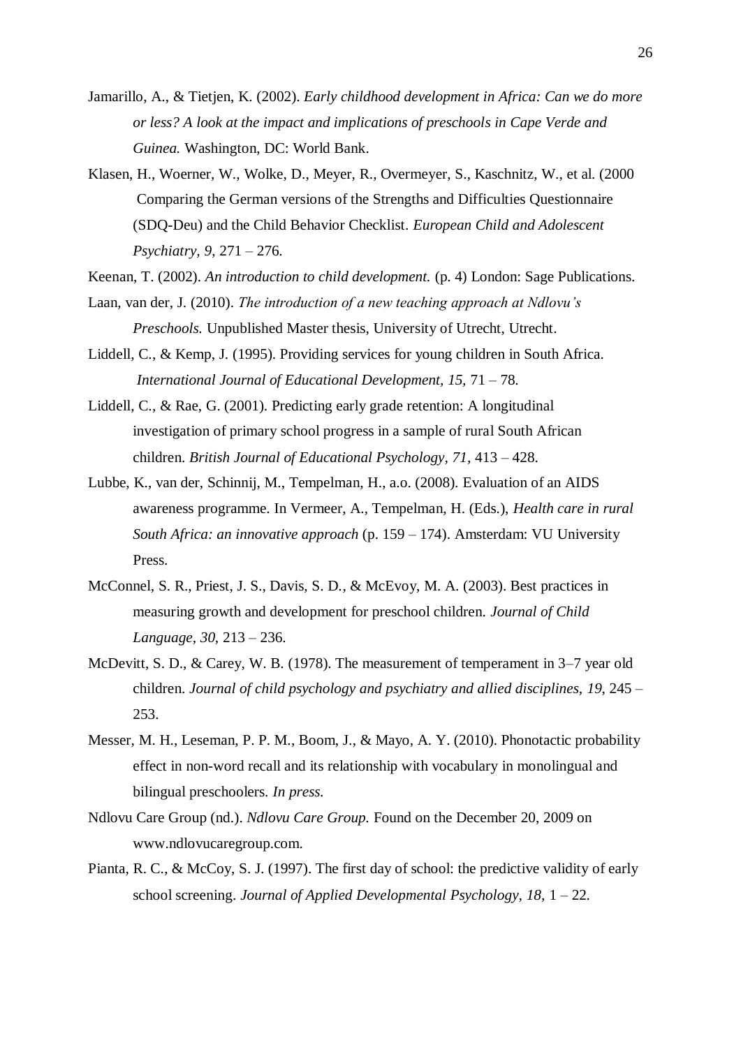Jamarillo, A., & Tietjen, K. (2002). *Early childhood development in Africa: Can we do more or less? A look at the impact and implications of preschools in Cape Verde and Guinea.* Washington, DC: World Bank.

Klasen, H., Woerner, W., Wolke, D., Meyer, R., Overmeyer, S., Kaschnitz, W., et al. (2000 Comparing the German versions of the Strengths and Difficulties Questionnaire (SDQ-Deu) and the Child Behavior Checklist. *European Child and Adolescent Psychiatry, 9*, 271 – 276.

Keenan, T. (2002). *An introduction to child development.* (p. 4) London: Sage Publications.

Laan, van der, J. (2010). *The introduction of a new teaching approach at Ndlovu's Preschools.* Unpublished Master thesis, University of Utrecht, Utrecht.

Liddell, C., & Kemp, J. (1995). Providing services for young children in South Africa. *International Journal of Educational Development, 15,* 71 – 78.

Liddell, C., & Rae, G. (2001). Predicting early grade retention: A longitudinal investigation of primary school progress in a sample of rural South African children. *British Journal of Educational Psychology, 71*, 413 – 428.

Lubbe, K., van der, Schinnij, M., Tempelman, H., a.o. (2008). Evaluation of an AIDS awareness programme. In Vermeer, A., Tempelman, H. (Eds.), *Health care in rural South Africa: an innovative approach* (p. 159 – 174). Amsterdam: VU University Press.

McConnel, S. R., Priest, J. S., Davis, S. D., & McEvoy, M. A. (2003). Best practices in measuring growth and development for preschool children. *Journal of Child Language, 30*, 213 – 236.

McDevitt, S. D., & Carey, W. B. (1978). The measurement of temperament in 3–7 year old children. *Journal of child psychology and psychiatry and allied disciplines, 19,* 245 – 253.

Messer, M. H., Leseman, P. P. M., Boom, J., & Mayo, A. Y. (2010). Phonotactic probability effect in non-word recall and its relationship with vocabulary in monolingual and bilingual preschoolers. *In press.*

Ndlovu Care Group (nd.). *Ndlovu Care Group.* Found on the December 20, 2009 on www.ndlovucaregroup.com.

Pianta, R. C., & McCoy, S. J. (1997). The first day of school: the predictive validity of early school screening. *Journal of Applied Developmental Psychology, 18,* 1 – 22.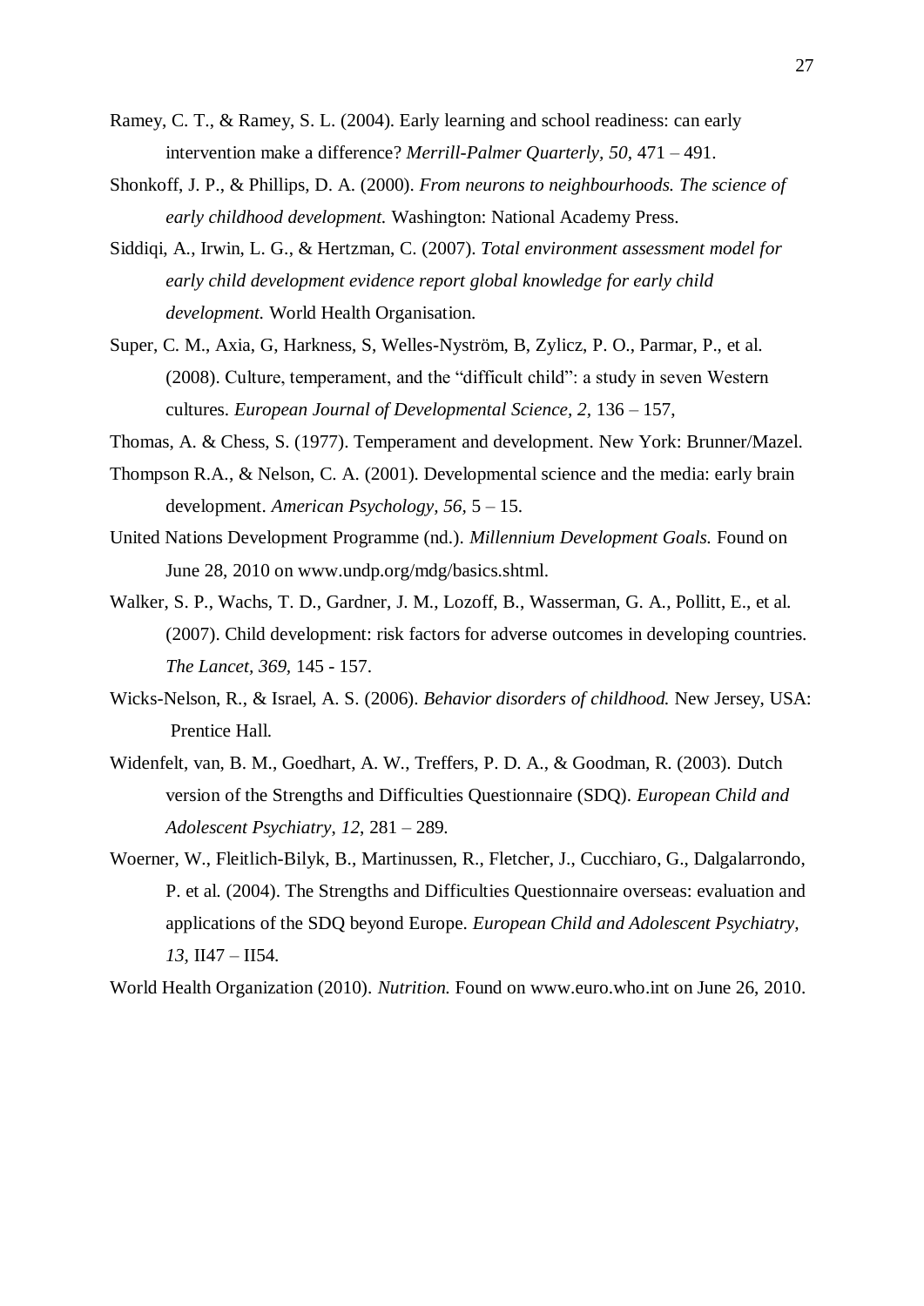Ramey, C. T., & Ramey, S. L. (2004). Early learning and school readiness: can early intervention make a difference? *Merrill-Palmer Quarterly, 50,* 471 – 491.

Shonkoff, J. P., & Phillips, D. A. (2000). *From neurons to neighbourhoods. The science of early childhood development.* Washington: National Academy Press.

Siddiqi, A., Irwin, L. G., & Hertzman, C. (2007). *Total environment assessment model for early child development evidence report global knowledge for early child development.* World Health Organisation.

Super, C. M., Axia, G, Harkness, S, Welles-Nyström, B, Zylicz, P. O., Parmar, P., et al. (2008). Culture, temperament, and the "difficult child": a study in seven Western cultures. *European Journal of Developmental Science, 2,* 136 – 157,

Thomas, A. & Chess, S. (1977). Temperament and development. New York: Brunner/Mazel.

Thompson R.A., & Nelson, C. A. (2001). Developmental science and the media: early brain development. *American Psychology, 56,* 5 – 15.

United Nations Development Programme (nd.). *Millennium Development Goals.* Found on June 28, 2010 on www.undp.org/mdg/basics.shtml.

Walker, S. P., Wachs, T. D., Gardner, J. M., Lozoff, B., Wasserman, G. A., Pollitt, E., et al. (2007). Child development: risk factors for adverse outcomes in developing countries. *The Lancet, 369,* 145 - 157.

Wicks-Nelson, R., & Israel, A. S. (2006). *Behavior disorders of childhood.* New Jersey, USA: Prentice Hall.

Widenfelt, van, B. M., Goedhart, A. W., Treffers, P. D. A., & Goodman, R. (2003). Dutch version of the Strengths and Difficulties Questionnaire (SDQ). *European Child and Adolescent Psychiatry, 12,* 281 – 289.

Woerner, W., Fleitlich-Bilyk, B., Martinussen, R., Fletcher, J., Cucchiaro, G., Dalgalarrondo, P. et al. (2004). The Strengths and Difficulties Questionnaire overseas: evaluation and applications of the SDQ beyond Europe. *European Child and Adolescent Psychiatry, 13,* II47 – II54.

World Health Organization (2010). *Nutrition.* Found on www.euro.who.int on June 26, 2010.